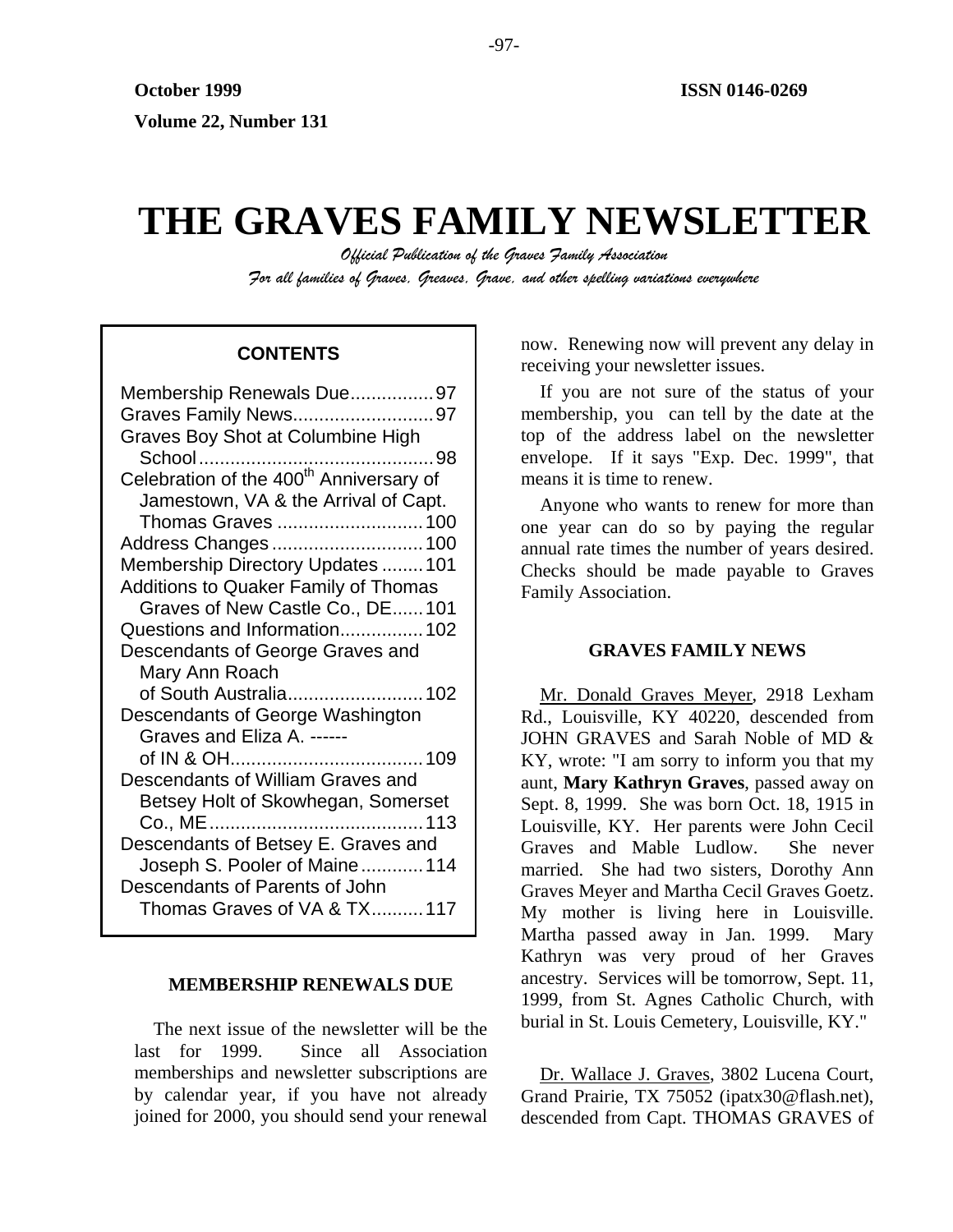**October 1999** **ISSN 0146-0269**

**Volume 22, Number 131**

# THE GRAVES FAMILY NEWSLETTER

*Official Publication of the Graves Family Association*

*For all families of Graves, Greaves, Grave, and other spelling variations everywhere*

**CONTENTS**

- Membership Renewals Due................97
- Graves Family News...........................97
- Graves Boy Shot at Columbine High School.............................................98
- Celebration of the 400th Anniversary of Jamestown, VA & the Arrival of Capt. Thomas Graves ............................100
- Address Changes.............................100
- Membership Directory Updates ........101
- Additions to Quaker Family of Thomas Graves of New Castle Co., DE......101
- Questions and Information................102
- Descendants of George Graves and Mary Ann Roach of South Australia..........................102
- Descendants of George Washington Graves and Eliza A. ------ of IN & OH.....................................109
- Descendants of William Graves and Betsey Holt of Skowhegan, Somerset Co., ME.........................................113
- Descendants of Betsey E. Graves and Joseph S. Pooler of Maine............114
- Descendants of Parents of John Thomas Graves of VA & TX..........117

**MEMBERSHIP RENEWALS DUE**

The next issue of the newsletter will be the last for 1999. Since all Association memberships and newsletter subscriptions are by calendar year, if you have not already joined for 2000, you should send your renewal now. Renewing now will prevent any delay in receiving your newsletter issues.

If you are not sure of the status of your membership, you can tell by the date at the top of the address label on the newsletter envelope. If it says "Exp. Dec. 1999", that means it is time to renew.

Anyone who wants to renew for more than one year can do so by paying the regular annual rate times the number of years desired. Checks should be made payable to Graves Family Association.

**GRAVES FAMILY NEWS**

Mr. Donald Graves Meyer, 2918 Lexham Rd., Louisville, KY 40220, descended from JOHN GRAVES and Sarah Noble of MD & KY, wrote: "I am sorry to inform you that my aunt, **Mary Kathryn Graves**, passed away on Sept. 8, 1999. She was born Oct. 18, 1915 in Louisville, KY. Her parents were John Cecil Graves and Mable Ludlow. She never married. She had two sisters, Dorothy Ann Graves Meyer and Martha Cecil Graves Goetz. My mother is living here in Louisville. Martha passed away in Jan. 1999. Mary Kathryn was very proud of her Graves ancestry. Services will be tomorrow, Sept. 11, 1999, from St. Agnes Catholic Church, with burial in St. Louis Cemetery, Louisville, KY."

Dr. Wallace J. Graves, 3802 Lucena Court, Grand Prairie, TX 75052 (ipatx30@flash.net), descended from Capt. THOMAS GRAVES of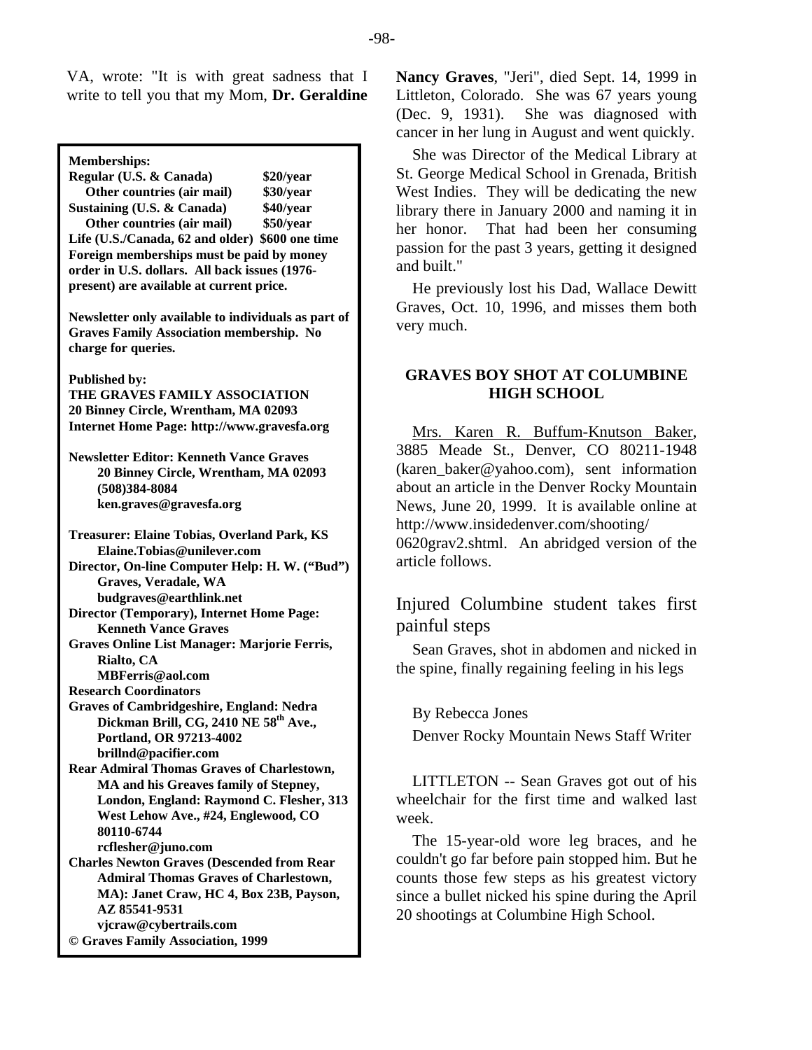VA, wrote: "It is with great sadness that I write to tell you that my Mom, **Dr. Geraldine Nancy Graves**, "Jeri", died Sept. 14, 1999 in Littleton, Colorado. She was 67 years young (Dec. 9, 1931). She was diagnosed with cancer in her lung in August and went quickly.

She was Director of the Medical Library at St. George Medical School in Grenada, British West Indies. They will be dedicating the new library there in January 2000 and naming it in her honor. That had been her consuming passion for the past 3 years, getting it designed and built."

He previously lost his Dad, Wallace Dewitt Graves, Oct. 10, 1996, and misses them both very much.

**Memberships:**
**Regular (U.S. & Canada) $20/year**
**Other countries (air mail) $30/year**
**Sustaining (U.S. & Canada) $40/year**
**Other countries (air mail) $50/year**
**Life (U.S./Canada, 62 and older) $600 one time**
**Foreign memberships must be paid by money order in U.S. dollars. All back issues (1976-present) are available at current price.**

**Newsletter only available to individuals as part of Graves Family Association membership. No charge for queries.**

**Published by:**
**THE GRAVES FAMILY ASSOCIATION**
**20 Binney Circle, Wrentham, MA 02093**
**Internet Home Page: http://www.gravesfa.org**

**Newsletter Editor: Kenneth Vance Graves**
**20 Binney Circle, Wrentham, MA 02093**
**(508)384-8084**
**ken.graves@gravesfa.org**

**Treasurer: Elaine Tobias, Overland Park, KS**
**Elaine.Tobias@unilever.com**
**Director, On-line Computer Help: H. W. ("Bud") Graves, Veradale, WA**
**budgraves@earthlink.net**
**Director (Temporary), Internet Home Page: Kenneth Vance Graves**
**Graves Online List Manager: Marjorie Ferris, Rialto, CA**
**MBFerris@aol.com**
**Research Coordinators**
**Graves of Cambridgeshire, England: Nedra Dickman Brill, CG, 2410 NE 58th Ave., Portland, OR 97213-4002**
**brillnd@pacifier.com**
**Rear Admiral Thomas Graves of Charlestown, MA and his Greaves family of Stepney, London, England: Raymond C. Flesher, 313 West Lehow Ave., #24, Englewood, CO 80110-6744**
**rcflesher@juno.com**
**Charles Newton Graves (Descended from Rear Admiral Thomas Graves of Charlestown, MA): Janet Craw, HC 4, Box 23B, Payson, AZ 85541-9531**
**vjcraw@cybertrails.com**
**© Graves Family Association, 1999**

## GRAVES BOY SHOT AT COLUMBINE HIGH SCHOOL

Mrs. Karen R. Buffum-Knutson Baker, 3885 Meade St., Denver, CO 80211-1948 (karen_baker@yahoo.com), sent information about an article in the Denver Rocky Mountain News, June 20, 1999. It is available online at http://www.insidedenver.com/shooting/0620grav2.shtml. An abridged version of the article follows.

### Injured Columbine student takes first painful steps

Sean Graves, shot in abdomen and nicked in the spine, finally regaining feeling in his legs

By Rebecca Jones

Denver Rocky Mountain News Staff Writer

LITTLETON -- Sean Graves got out of his wheelchair for the first time and walked last week.

The 15-year-old wore leg braces, and he couldn't go far before pain stopped him. But he counts those few steps as his greatest victory since a bullet nicked his spine during the April 20 shootings at Columbine High School.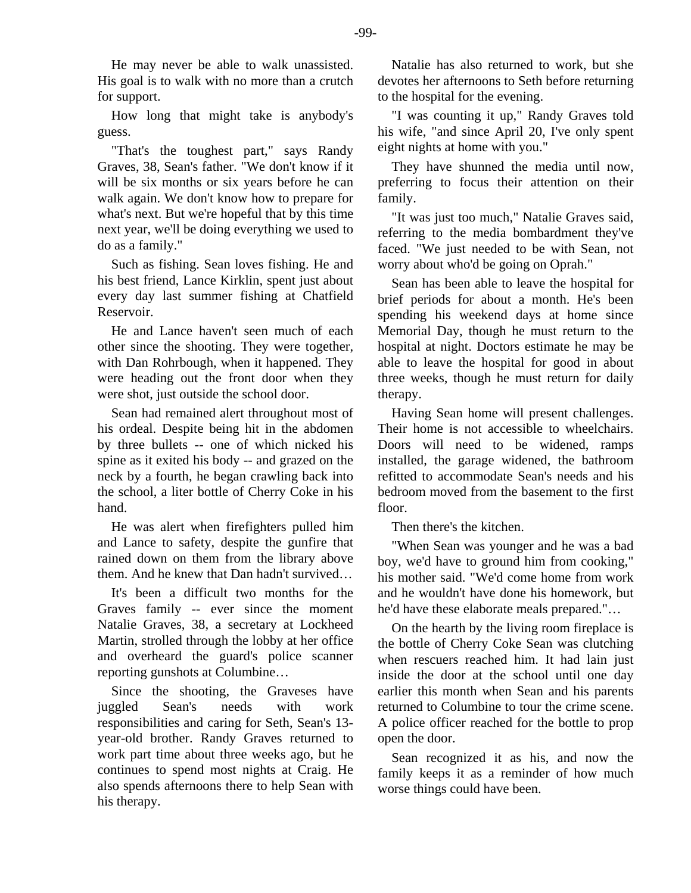He may never be able to walk unassisted. His goal is to walk with no more than a crutch for support.

How long that might take is anybody's guess.

"That's the toughest part," says Randy Graves, 38, Sean's father. "We don't know if it will be six months or six years before he can walk again. We don't know how to prepare for what's next. But we're hopeful that by this time next year, we'll be doing everything we used to do as a family."

Such as fishing. Sean loves fishing. He and his best friend, Lance Kirklin, spent just about every day last summer fishing at Chatfield Reservoir.

He and Lance haven't seen much of each other since the shooting. They were together, with Dan Rohrbough, when it happened. They were heading out the front door when they were shot, just outside the school door.

Sean had remained alert throughout most of his ordeal. Despite being hit in the abdomen by three bullets -- one of which nicked his spine as it exited his body -- and grazed on the neck by a fourth, he began crawling back into the school, a liter bottle of Cherry Coke in his hand.

He was alert when firefighters pulled him and Lance to safety, despite the gunfire that rained down on them from the library above them. And he knew that Dan hadn't survived…

It's been a difficult two months for the Graves family -- ever since the moment Natalie Graves, 38, a secretary at Lockheed Martin, strolled through the lobby at her office and overheard the guard's police scanner reporting gunshots at Columbine…

Since the shooting, the Graveses have juggled Sean's needs with work responsibilities and caring for Seth, Sean's 13-year-old brother. Randy Graves returned to work part time about three weeks ago, but he continues to spend most nights at Craig. He also spends afternoons there to help Sean with his therapy.

Natalie has also returned to work, but she devotes her afternoons to Seth before returning to the hospital for the evening.

"I was counting it up," Randy Graves told his wife, "and since April 20, I've only spent eight nights at home with you."

They have shunned the media until now, preferring to focus their attention on their family.

"It was just too much," Natalie Graves said, referring to the media bombardment they've faced. "We just needed to be with Sean, not worry about who'd be going on Oprah."

Sean has been able to leave the hospital for brief periods for about a month. He's been spending his weekend days at home since Memorial Day, though he must return to the hospital at night. Doctors estimate he may be able to leave the hospital for good in about three weeks, though he must return for daily therapy.

Having Sean home will present challenges. Their home is not accessible to wheelchairs. Doors will need to be widened, ramps installed, the garage widened, the bathroom refitted to accommodate Sean's needs and his bedroom moved from the basement to the first floor.

Then there's the kitchen.

"When Sean was younger and he was a bad boy, we'd have to ground him from cooking," his mother said. "We'd come home from work and he wouldn't have done his homework, but he'd have these elaborate meals prepared."…

On the hearth by the living room fireplace is the bottle of Cherry Coke Sean was clutching when rescuers reached him. It had lain just inside the door at the school until one day earlier this month when Sean and his parents returned to Columbine to tour the crime scene. A police officer reached for the bottle to prop open the door.

Sean recognized it as his, and now the family keeps it as a reminder of how much worse things could have been.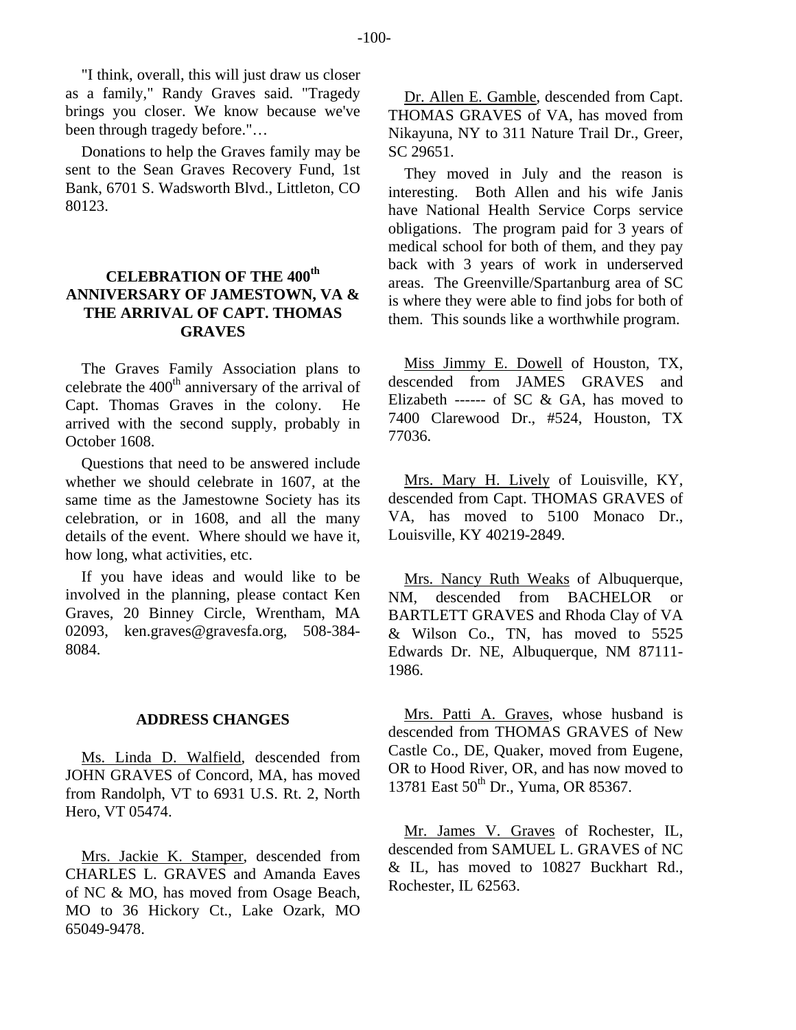"I think, overall, this will just draw us closer as a family," Randy Graves said. "Tragedy brings you closer. We know because we've been through tragedy before."…

Donations to help the Graves family may be sent to the Sean Graves Recovery Fund, 1st Bank, 6701 S. Wadsworth Blvd., Littleton, CO 80123.

## CELEBRATION OF THE 400th ANNIVERSARY OF JAMESTOWN, VA & THE ARRIVAL OF CAPT. THOMAS GRAVES

The Graves Family Association plans to celebrate the 400th anniversary of the arrival of Capt. Thomas Graves in the colony. He arrived with the second supply, probably in October 1608.

Questions that need to be answered include whether we should celebrate in 1607, at the same time as the Jamestowne Society has its celebration, or in 1608, and all the many details of the event. Where should we have it, how long, what activities, etc.

If you have ideas and would like to be involved in the planning, please contact Ken Graves, 20 Binney Circle, Wrentham, MA 02093, ken.graves@gravesfa.org, 508-384-8084.

## ADDRESS CHANGES

Ms. Linda D. Walfield, descended from JOHN GRAVES of Concord, MA, has moved from Randolph, VT to 6931 U.S. Rt. 2, North Hero, VT 05474.

Mrs. Jackie K. Stamper, descended from CHARLES L. GRAVES and Amanda Eaves of NC & MO, has moved from Osage Beach, MO to 36 Hickory Ct., Lake Ozark, MO 65049-9478.

Dr. Allen E. Gamble, descended from Capt. THOMAS GRAVES of VA, has moved from Nikayuna, NY to 311 Nature Trail Dr., Greer, SC 29651.

They moved in July and the reason is interesting. Both Allen and his wife Janis have National Health Service Corps service obligations. The program paid for 3 years of medical school for both of them, and they pay back with 3 years of work in underserved areas. The Greenville/Spartanburg area of SC is where they were able to find jobs for both of them. This sounds like a worthwhile program.

Miss Jimmy E. Dowell of Houston, TX, descended from JAMES GRAVES and Elizabeth ------ of SC & GA, has moved to 7400 Clarewood Dr., #524, Houston, TX 77036.

Mrs. Mary H. Lively of Louisville, KY, descended from Capt. THOMAS GRAVES of VA, has moved to 5100 Monaco Dr., Louisville, KY 40219-2849.

Mrs. Nancy Ruth Weaks of Albuquerque, NM, descended from BACHELOR or BARTLETT GRAVES and Rhoda Clay of VA & Wilson Co., TN, has moved to 5525 Edwards Dr. NE, Albuquerque, NM 87111-1986.

Mrs. Patti A. Graves, whose husband is descended from THOMAS GRAVES of New Castle Co., DE, Quaker, moved from Eugene, OR to Hood River, OR, and has now moved to 13781 East 50th Dr., Yuma, OR 85367.

Mr. James V. Graves of Rochester, IL, descended from SAMUEL L. GRAVES of NC & IL, has moved to 10827 Buckhart Rd., Rochester, IL 62563.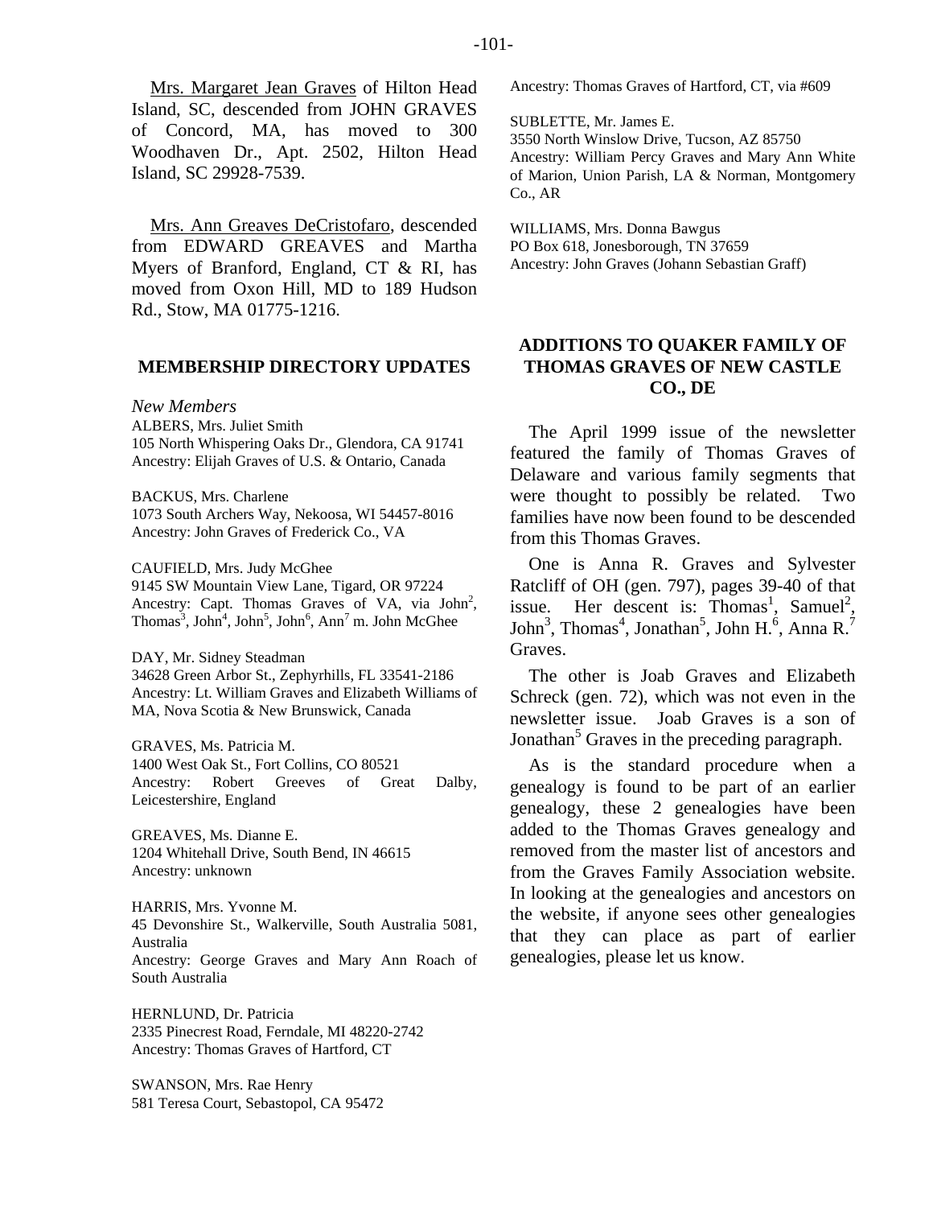Mrs. Margaret Jean Graves of Hilton Head Island, SC, descended from JOHN GRAVES of Concord, MA, has moved to 300 Woodhaven Dr., Apt. 2502, Hilton Head Island, SC 29928-7539.

Mrs. Ann Greaves DeCristofaro, descended from EDWARD GREAVES and Martha Myers of Branford, England, CT & RI, has moved from Oxon Hill, MD to 189 Hudson Rd., Stow, MA 01775-1216.

## MEMBERSHIP DIRECTORY UPDATES

*New Members*

ALBERS, Mrs. Juliet Smith
105 North Whispering Oaks Dr., Glendora, CA 91741
Ancestry: Elijah Graves of U.S. & Ontario, Canada

BACKUS, Mrs. Charlene
1073 South Archers Way, Nekoosa, WI 54457-8016
Ancestry: John Graves of Frederick Co., VA

CAUFIELD, Mrs. Judy McGhee
9145 SW Mountain View Lane, Tigard, OR 97224
Ancestry: Capt. Thomas Graves of VA, via John$^2$, Thomas$^3$, John$^4$, John$^5$, John$^6$, Ann$^7$ m. John McGhee

DAY, Mr. Sidney Steadman
34628 Green Arbor St., Zephyrhills, FL 33541-2186
Ancestry: Lt. William Graves and Elizabeth Williams of MA, Nova Scotia & New Brunswick, Canada

GRAVES, Ms. Patricia M.
1400 West Oak St., Fort Collins, CO 80521
Ancestry: Robert Greeves of Great Dalby, Leicestershire, England

GREAVES, Ms. Dianne E.
1204 Whitehall Drive, South Bend, IN 46615
Ancestry: unknown

HARRIS, Mrs. Yvonne M.
45 Devonshire St., Walkerville, South Australia 5081, Australia
Ancestry: George Graves and Mary Ann Roach of South Australia

HERNLUND, Dr. Patricia
2335 Pinecrest Road, Ferndale, MI 48220-2742
Ancestry: Thomas Graves of Hartford, CT

SWANSON, Mrs. Rae Henry
581 Teresa Court, Sebastopol, CA 95472
Ancestry: Thomas Graves of Hartford, CT, via #609

SUBLETTE, Mr. James E.
3550 North Winslow Drive, Tucson, AZ 85750
Ancestry: William Percy Graves and Mary Ann White of Marion, Union Parish, LA & Norman, Montgomery Co., AR

WILLIAMS, Mrs. Donna Bawgus
PO Box 618, Jonesborough, TN 37659
Ancestry: John Graves (Johann Sebastian Graff)

## ADDITIONS TO QUAKER FAMILY OF THOMAS GRAVES OF NEW CASTLE CO., DE

The April 1999 issue of the newsletter featured the family of Thomas Graves of Delaware and various family segments that were thought to possibly be related. Two families have now been found to be descended from this Thomas Graves.

One is Anna R. Graves and Sylvester Ratcliff of OH (gen. 797), pages 39-40 of that issue. Her descent is: Thomas$^1$, Samuel$^2$, John$^3$, Thomas$^4$, Jonathan$^5$, John H.$^6$, Anna R.$^7$ Graves.

The other is Joab Graves and Elizabeth Schreck (gen. 72), which was not even in the newsletter issue. Joab Graves is a son of Jonathan$^5$ Graves in the preceding paragraph.

As is the standard procedure when a genealogy is found to be part of an earlier genealogy, these 2 genealogies have been added to the Thomas Graves genealogy and removed from the master list of ancestors and from the Graves Family Association website. In looking at the genealogies and ancestors on the website, if anyone sees other genealogies that they can place as part of earlier genealogies, please let us know.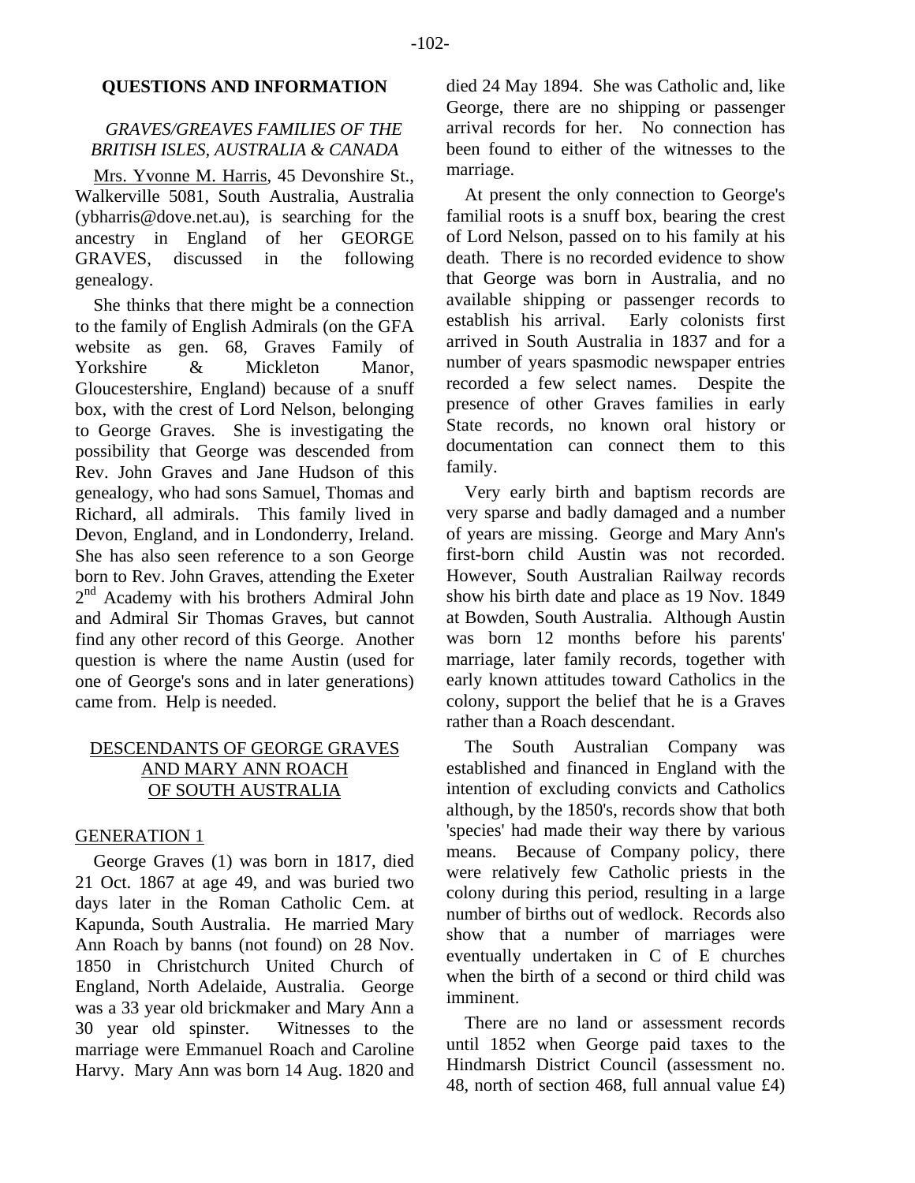## QUESTIONS AND INFORMATION

### *GRAVES/GREAVES FAMILIES OF THE BRITISH ISLES, AUSTRALIA & CANADA*

Mrs. Yvonne M. Harris, 45 Devonshire St., Walkerville 5081, South Australia, Australia (ybharris@dove.net.au), is searching for the ancestry in England of her GEORGE GRAVES, discussed in the following genealogy.

She thinks that there might be a connection to the family of English Admirals (on the GFA website as gen. 68, Graves Family of Yorkshire & Mickleton Manor, Gloucestershire, England) because of a snuff box, with the crest of Lord Nelson, belonging to George Graves. She is investigating the possibility that George was descended from Rev. John Graves and Jane Hudson of this genealogy, who had sons Samuel, Thomas and Richard, all admirals. This family lived in Devon, England, and in Londonderry, Ireland. She has also seen reference to a son George born to Rev. John Graves, attending the Exeter 2nd Academy with his brothers Admiral John and Admiral Sir Thomas Graves, but cannot find any other record of this George. Another question is where the name Austin (used for one of George's sons and in later generations) came from. Help is needed.

### DESCENDANTS OF GEORGE GRAVES AND MARY ANN ROACH OF SOUTH AUSTRALIA

#### GENERATION 1

George Graves (1) was born in 1817, died 21 Oct. 1867 at age 49, and was buried two days later in the Roman Catholic Cem. at Kapunda, South Australia. He married Mary Ann Roach by banns (not found) on 28 Nov. 1850 in Christchurch United Church of England, North Adelaide, Australia. George was a 33 year old brickmaker and Mary Ann a 30 year old spinster. Witnesses to the marriage were Emmanuel Roach and Caroline Harvy. Mary Ann was born 14 Aug. 1820 and died 24 May 1894. She was Catholic and, like George, there are no shipping or passenger arrival records for her. No connection has been found to either of the witnesses to the marriage.

At present the only connection to George's familial roots is a snuff box, bearing the crest of Lord Nelson, passed on to his family at his death. There is no recorded evidence to show that George was born in Australia, and no available shipping or passenger records to establish his arrival. Early colonists first arrived in South Australia in 1837 and for a number of years spasmodic newspaper entries recorded a few select names. Despite the presence of other Graves families in early State records, no known oral history or documentation can connect them to this family.

Very early birth and baptism records are very sparse and badly damaged and a number of years are missing. George and Mary Ann's first-born child Austin was not recorded. However, South Australian Railway records show his birth date and place as 19 Nov. 1849 at Bowden, South Australia. Although Austin was born 12 months before his parents' marriage, later family records, together with early known attitudes toward Catholics in the colony, support the belief that he is a Graves rather than a Roach descendant.

The South Australian Company was established and financed in England with the intention of excluding convicts and Catholics although, by the 1850's, records show that both 'species' had made their way there by various means. Because of Company policy, there were relatively few Catholic priests in the colony during this period, resulting in a large number of births out of wedlock. Records also show that a number of marriages were eventually undertaken in C of E churches when the birth of a second or third child was imminent.

There are no land or assessment records until 1852 when George paid taxes to the Hindmarsh District Council (assessment no. 48, north of section 468, full annual value £4)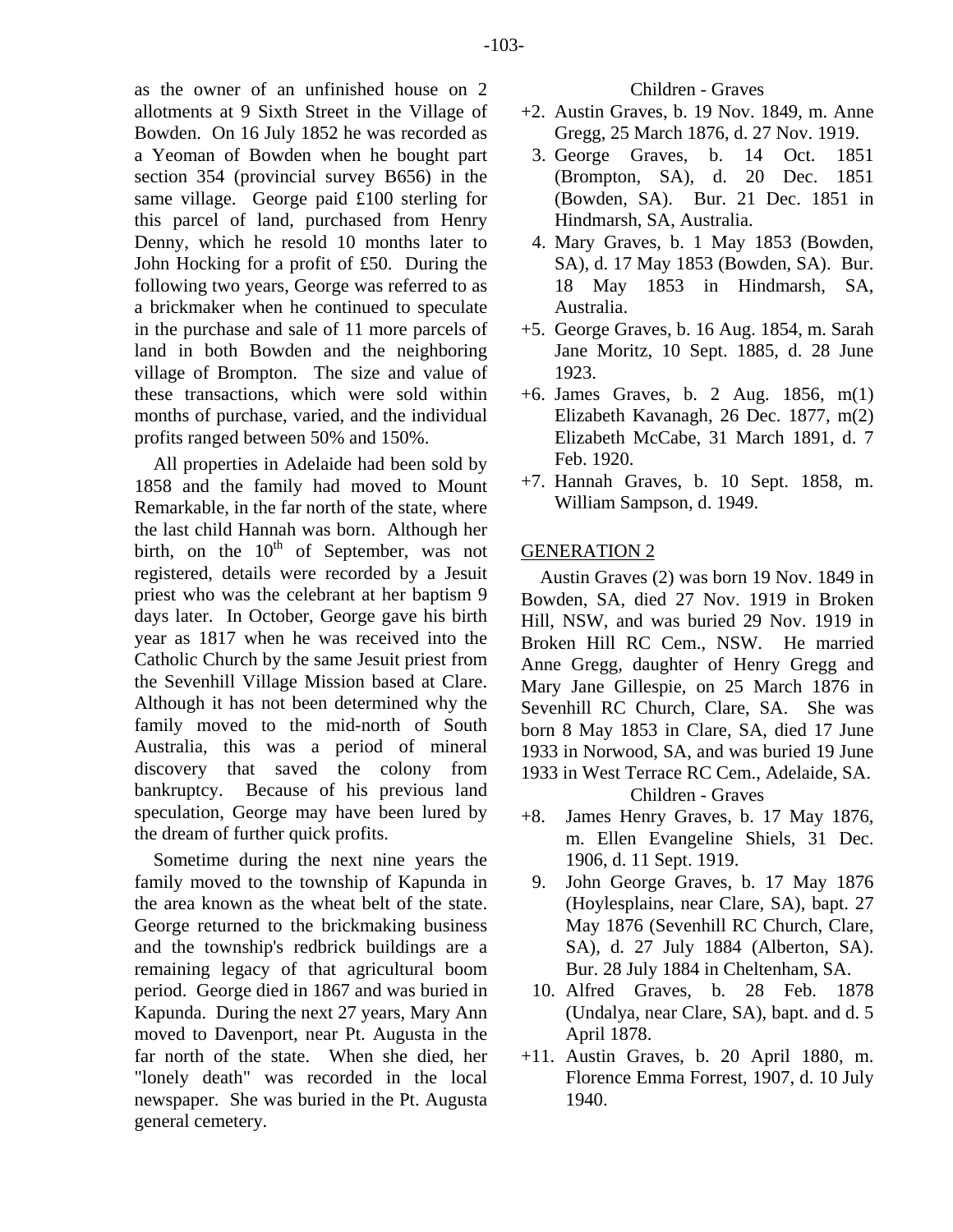as the owner of an unfinished house on 2 allotments at 9 Sixth Street in the Village of Bowden. On 16 July 1852 he was recorded as a Yeoman of Bowden when he bought part section 354 (provincial survey B656) in the same village. George paid £100 sterling for this parcel of land, purchased from Henry Denny, which he resold 10 months later to John Hocking for a profit of £50. During the following two years, George was referred to as a brickmaker when he continued to speculate in the purchase and sale of 11 more parcels of land in both Bowden and the neighboring village of Brompton. The size and value of these transactions, which were sold within months of purchase, varied, and the individual profits ranged between 50% and 150%.

All properties in Adelaide had been sold by 1858 and the family had moved to Mount Remarkable, in the far north of the state, where the last child Hannah was born. Although her birth, on the 10th of September, was not registered, details were recorded by a Jesuit priest who was the celebrant at her baptism 9 days later. In October, George gave his birth year as 1817 when he was received into the Catholic Church by the same Jesuit priest from the Sevenhill Village Mission based at Clare. Although it has not been determined why the family moved to the mid-north of South Australia, this was a period of mineral discovery that saved the colony from bankruptcy. Because of his previous land speculation, George may have been lured by the dream of further quick profits.

Sometime during the next nine years the family moved to the township of Kapunda in the area known as the wheat belt of the state. George returned to the brickmaking business and the township's redbrick buildings are a remaining legacy of that agricultural boom period. George died in 1867 and was buried in Kapunda. During the next 27 years, Mary Ann moved to Davenport, near Pt. Augusta in the far north of the state. When she died, her "lonely death" was recorded in the local newspaper. She was buried in the Pt. Augusta general cemetery.

Children - Graves

+2. Austin Graves, b. 19 Nov. 1849, m. Anne Gregg, 25 March 1876, d. 27 Nov. 1919.
3. George Graves, b. 14 Oct. 1851 (Brompton, SA), d. 20 Dec. 1851 (Bowden, SA). Bur. 21 Dec. 1851 in Hindmarsh, SA, Australia.
4. Mary Graves, b. 1 May 1853 (Bowden, SA), d. 17 May 1853 (Bowden, SA). Bur. 18 May 1853 in Hindmarsh, SA, Australia.
+5. George Graves, b. 16 Aug. 1854, m. Sarah Jane Moritz, 10 Sept. 1885, d. 28 June 1923.
+6. James Graves, b. 2 Aug. 1856, m(1) Elizabeth Kavanagh, 26 Dec. 1877, m(2) Elizabeth McCabe, 31 March 1891, d. 7 Feb. 1920.
+7. Hannah Graves, b. 10 Sept. 1858, m. William Sampson, d. 1949.

## GENERATION 2

Austin Graves (2) was born 19 Nov. 1849 in Bowden, SA, died 27 Nov. 1919 in Broken Hill, NSW, and was buried 29 Nov. 1919 in Broken Hill RC Cem., NSW. He married Anne Gregg, daughter of Henry Gregg and Mary Jane Gillespie, on 25 March 1876 in Sevenhill RC Church, Clare, SA. She was born 8 May 1853 in Clare, SA, died 17 June 1933 in Norwood, SA, and was buried 19 June 1933 in West Terrace RC Cem., Adelaide, SA.

Children - Graves

+8. James Henry Graves, b. 17 May 1876, m. Ellen Evangeline Shiels, 31 Dec. 1906, d. 11 Sept. 1919.
9. John George Graves, b. 17 May 1876 (Hoylesplains, near Clare, SA), bapt. 27 May 1876 (Sevenhill RC Church, Clare, SA), d. 27 July 1884 (Alberton, SA). Bur. 28 July 1884 in Cheltenham, SA.
10. Alfred Graves, b. 28 Feb. 1878 (Undalya, near Clare, SA), bapt. and d. 5 April 1878.
+11. Austin Graves, b. 20 April 1880, m. Florence Emma Forrest, 1907, d. 10 July 1940.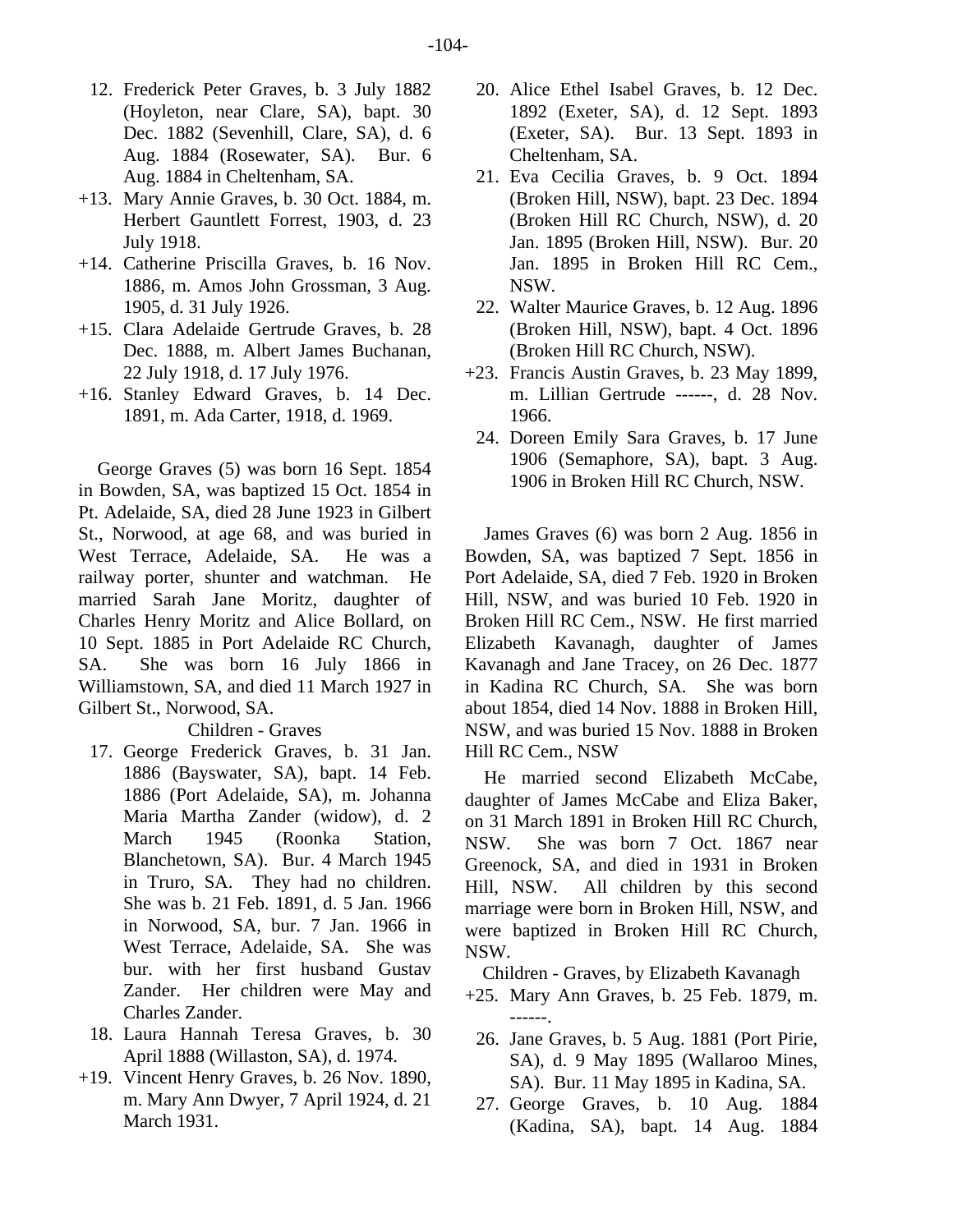12. Frederick Peter Graves, b. 3 July 1882 (Hoyleton, near Clare, SA), bapt. 30 Dec. 1882 (Sevenhill, Clare, SA), d. 6 Aug. 1884 (Rosewater, SA). Bur. 6 Aug. 1884 in Cheltenham, SA.

+13. Mary Annie Graves, b. 30 Oct. 1884, m. Herbert Gauntlett Forrest, 1903, d. 23 July 1918.

+14. Catherine Priscilla Graves, b. 16 Nov. 1886, m. Amos John Grossman, 3 Aug. 1905, d. 31 July 1926.

+15. Clara Adelaide Gertrude Graves, b. 28 Dec. 1888, m. Albert James Buchanan, 22 July 1918, d. 17 July 1976.

+16. Stanley Edward Graves, b. 14 Dec. 1891, m. Ada Carter, 1918, d. 1969.

George Graves (5) was born 16 Sept. 1854 in Bowden, SA, was baptized 15 Oct. 1854 in Pt. Adelaide, SA, died 28 June 1923 in Gilbert St., Norwood, at age 68, and was buried in West Terrace, Adelaide, SA. He was a railway porter, shunter and watchman. He married Sarah Jane Moritz, daughter of Charles Henry Moritz and Alice Bollard, on 10 Sept. 1885 in Port Adelaide RC Church, SA. She was born 16 July 1866 in Williamstown, SA, and died 11 March 1927 in Gilbert St., Norwood, SA.

Children - Graves

17. George Frederick Graves, b. 31 Jan. 1886 (Bayswater, SA), bapt. 14 Feb. 1886 (Port Adelaide, SA), m. Johanna Maria Martha Zander (widow), d. 2 March 1945 (Roonka Station, Blanchetown, SA). Bur. 4 March 1945 in Truro, SA. They had no children. She was b. 21 Feb. 1891, d. 5 Jan. 1966 in Norwood, SA, bur. 7 Jan. 1966 in West Terrace, Adelaide, SA. She was bur. with her first husband Gustav Zander. Her children were May and Charles Zander.

18. Laura Hannah Teresa Graves, b. 30 April 1888 (Willaston, SA), d. 1974.

+19. Vincent Henry Graves, b. 26 Nov. 1890, m. Mary Ann Dwyer, 7 April 1924, d. 21 March 1931.

20. Alice Ethel Isabel Graves, b. 12 Dec. 1892 (Exeter, SA), d. 12 Sept. 1893 (Exeter, SA). Bur. 13 Sept. 1893 in Cheltenham, SA.

21. Eva Cecilia Graves, b. 9 Oct. 1894 (Broken Hill, NSW), bapt. 23 Dec. 1894 (Broken Hill RC Church, NSW), d. 20 Jan. 1895 (Broken Hill, NSW). Bur. 20 Jan. 1895 in Broken Hill RC Cem., NSW.

22. Walter Maurice Graves, b. 12 Aug. 1896 (Broken Hill, NSW), bapt. 4 Oct. 1896 (Broken Hill RC Church, NSW).

+23. Francis Austin Graves, b. 23 May 1899, m. Lillian Gertrude ------, d. 28 Nov. 1966.

24. Doreen Emily Sara Graves, b. 17 June 1906 (Semaphore, SA), bapt. 3 Aug. 1906 in Broken Hill RC Church, NSW.

James Graves (6) was born 2 Aug. 1856 in Bowden, SA, was baptized 7 Sept. 1856 in Port Adelaide, SA, died 7 Feb. 1920 in Broken Hill, NSW, and was buried 10 Feb. 1920 in Broken Hill RC Cem., NSW. He first married Elizabeth Kavanagh, daughter of James Kavanagh and Jane Tracey, on 26 Dec. 1877 in Kadina RC Church, SA. She was born about 1854, died 14 Nov. 1888 in Broken Hill, NSW, and was buried 15 Nov. 1888 in Broken Hill RC Cem., NSW

He married second Elizabeth McCabe, daughter of James McCabe and Eliza Baker, on 31 March 1891 in Broken Hill RC Church, NSW. She was born 7 Oct. 1867 near Greenock, SA, and died in 1931 in Broken Hill, NSW. All children by this second marriage were born in Broken Hill, NSW, and were baptized in Broken Hill RC Church, NSW.

Children - Graves, by Elizabeth Kavanagh

+25. Mary Ann Graves, b. 25 Feb. 1879, m. ------.

26. Jane Graves, b. 5 Aug. 1881 (Port Pirie, SA), d. 9 May 1895 (Wallaroo Mines, SA). Bur. 11 May 1895 in Kadina, SA.

27. George Graves, b. 10 Aug. 1884 (Kadina, SA), bapt. 14 Aug. 1884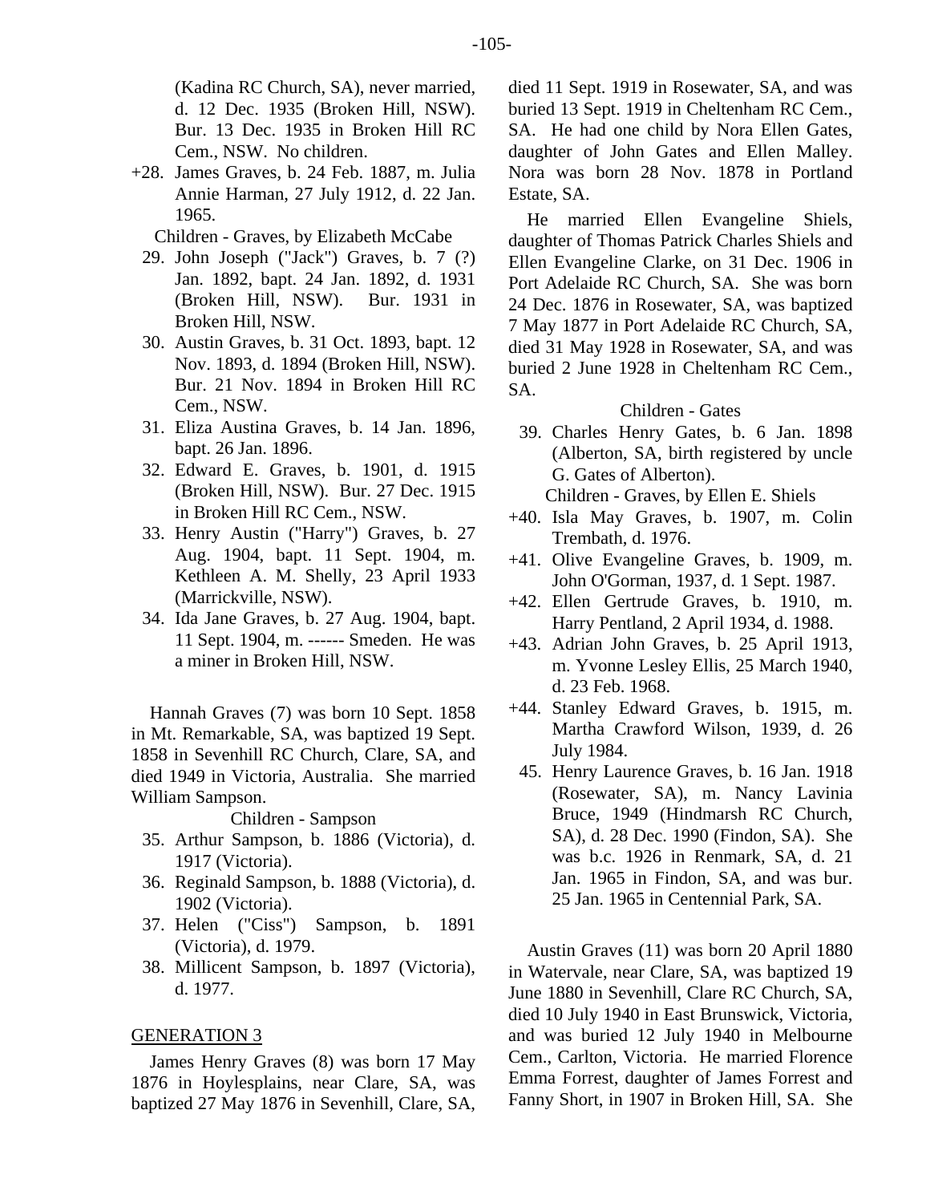(Kadina RC Church, SA), never married, d. 12 Dec. 1935 (Broken Hill, NSW). Bur. 13 Dec. 1935 in Broken Hill RC Cem., NSW. No children.

+28. James Graves, b. 24 Feb. 1887, m. Julia Annie Harman, 27 July 1912, d. 22 Jan. 1965.

Children - Graves, by Elizabeth McCabe

29. John Joseph ("Jack") Graves, b. 7 (?) Jan. 1892, bapt. 24 Jan. 1892, d. 1931 (Broken Hill, NSW). Bur. 1931 in Broken Hill, NSW.
30. Austin Graves, b. 31 Oct. 1893, bapt. 12 Nov. 1893, d. 1894 (Broken Hill, NSW). Bur. 21 Nov. 1894 in Broken Hill RC Cem., NSW.
31. Eliza Austina Graves, b. 14 Jan. 1896, bapt. 26 Jan. 1896.
32. Edward E. Graves, b. 1901, d. 1915 (Broken Hill, NSW). Bur. 27 Dec. 1915 in Broken Hill RC Cem., NSW.
33. Henry Austin ("Harry") Graves, b. 27 Aug. 1904, bapt. 11 Sept. 1904, m. Kethleen A. M. Shelly, 23 April 1933 (Marrickville, NSW).
34. Ida Jane Graves, b. 27 Aug. 1904, bapt. 11 Sept. 1904, m. ------ Smeden. He was a miner in Broken Hill, NSW.

Hannah Graves (7) was born 10 Sept. 1858 in Mt. Remarkable, SA, was baptized 19 Sept. 1858 in Sevenhill RC Church, Clare, SA, and died 1949 in Victoria, Australia. She married William Sampson.

Children - Sampson

35. Arthur Sampson, b. 1886 (Victoria), d. 1917 (Victoria).
36. Reginald Sampson, b. 1888 (Victoria), d. 1902 (Victoria).
37. Helen ("Ciss") Sampson, b. 1891 (Victoria), d. 1979.
38. Millicent Sampson, b. 1897 (Victoria), d. 1977.

## GENERATION 3

James Henry Graves (8) was born 17 May 1876 in Hoylesplains, near Clare, SA, was baptized 27 May 1876 in Sevenhill, Clare, SA, died 11 Sept. 1919 in Rosewater, SA, and was buried 13 Sept. 1919 in Cheltenham RC Cem., SA. He had one child by Nora Ellen Gates, daughter of John Gates and Ellen Malley. Nora was born 28 Nov. 1878 in Portland Estate, SA.

He married Ellen Evangeline Shiels, daughter of Thomas Patrick Charles Shiels and Ellen Evangeline Clarke, on 31 Dec. 1906 in Port Adelaide RC Church, SA. She was born 24 Dec. 1876 in Rosewater, SA, was baptized 7 May 1877 in Port Adelaide RC Church, SA, died 31 May 1928 in Rosewater, SA, and was buried 2 June 1928 in Cheltenham RC Cem., SA.

Children - Gates

39. Charles Henry Gates, b. 6 Jan. 1898 (Alberton, SA, birth registered by uncle G. Gates of Alberton).

Children - Graves, by Ellen E. Shiels

+40. Isla May Graves, b. 1907, m. Colin Trembath, d. 1976.
+41. Olive Evangeline Graves, b. 1909, m. John O'Gorman, 1937, d. 1 Sept. 1987.
+42. Ellen Gertrude Graves, b. 1910, m. Harry Pentland, 2 April 1934, d. 1988.
+43. Adrian John Graves, b. 25 April 1913, m. Yvonne Lesley Ellis, 25 March 1940, d. 23 Feb. 1968.
+44. Stanley Edward Graves, b. 1915, m. Martha Crawford Wilson, 1939, d. 26 July 1984.
45. Henry Laurence Graves, b. 16 Jan. 1918 (Rosewater, SA), m. Nancy Lavinia Bruce, 1949 (Hindmarsh RC Church, SA), d. 28 Dec. 1990 (Findon, SA). She was b.c. 1926 in Renmark, SA, d. 21 Jan. 1965 in Findon, SA, and was bur. 25 Jan. 1965 in Centennial Park, SA.

Austin Graves (11) was born 20 April 1880 in Watervale, near Clare, SA, was baptized 19 June 1880 in Sevenhill, Clare RC Church, SA, died 10 July 1940 in East Brunswick, Victoria, and was buried 12 July 1940 in Melbourne Cem., Carlton, Victoria. He married Florence Emma Forrest, daughter of James Forrest and Fanny Short, in 1907 in Broken Hill, SA. She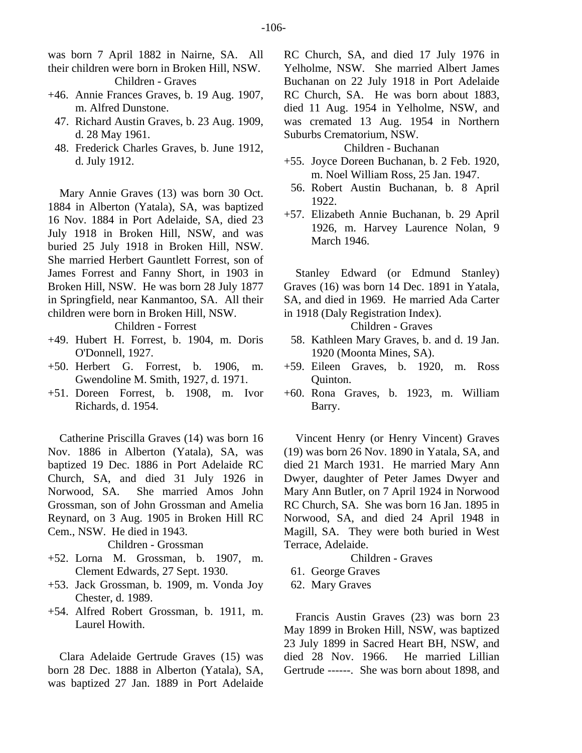was born 7 April 1882 in Nairne, SA. All their children were born in Broken Hill, NSW.

Children - Graves

+46. Annie Frances Graves, b. 19 Aug. 1907, m. Alfred Dunstone.
47. Richard Austin Graves, b. 23 Aug. 1909, d. 28 May 1961.
48. Frederick Charles Graves, b. June 1912, d. July 1912.

Mary Annie Graves (13) was born 30 Oct. 1884 in Alberton (Yatala), SA, was baptized 16 Nov. 1884 in Port Adelaide, SA, died 23 July 1918 in Broken Hill, NSW, and was buried 25 July 1918 in Broken Hill, NSW. She married Herbert Gauntlett Forrest, son of James Forrest and Fanny Short, in 1903 in Broken Hill, NSW. He was born 28 July 1877 in Springfield, near Kanmantoo, SA. All their children were born in Broken Hill, NSW.

Children - Forrest

+49. Hubert H. Forrest, b. 1904, m. Doris O'Donnell, 1927.
+50. Herbert G. Forrest, b. 1906, m. Gwendoline M. Smith, 1927, d. 1971.
+51. Doreen Forrest, b. 1908, m. Ivor Richards, d. 1954.

Catherine Priscilla Graves (14) was born 16 Nov. 1886 in Alberton (Yatala), SA, was baptized 19 Dec. 1886 in Port Adelaide RC Church, SA, and died 31 July 1926 in Norwood, SA. She married Amos John Grossman, son of John Grossman and Amelia Reynard, on 3 Aug. 1905 in Broken Hill RC Cem., NSW. He died in 1943.

Children - Grossman

+52. Lorna M. Grossman, b. 1907, m. Clement Edwards, 27 Sept. 1930.
+53. Jack Grossman, b. 1909, m. Vonda Joy Chester, d. 1989.
+54. Alfred Robert Grossman, b. 1911, m. Laurel Howith.

Clara Adelaide Gertrude Graves (15) was born 28 Dec. 1888 in Alberton (Yatala), SA, was baptized 27 Jan. 1889 in Port Adelaide RC Church, SA, and died 17 July 1976 in Yelholme, NSW. She married Albert James Buchanan on 22 July 1918 in Port Adelaide RC Church, SA. He was born about 1883, died 11 Aug. 1954 in Yelholme, NSW, and was cremated 13 Aug. 1954 in Northern Suburbs Crematorium, NSW.

Children - Buchanan

+55. Joyce Doreen Buchanan, b. 2 Feb. 1920, m. Noel William Ross, 25 Jan. 1947.
56. Robert Austin Buchanan, b. 8 April 1922.
+57. Elizabeth Annie Buchanan, b. 29 April 1926, m. Harvey Laurence Nolan, 9 March 1946.

Stanley Edward (or Edmund Stanley) Graves (16) was born 14 Dec. 1891 in Yatala, SA, and died in 1969. He married Ada Carter in 1918 (Daly Registration Index).

Children - Graves

58. Kathleen Mary Graves, b. and d. 19 Jan. 1920 (Moonta Mines, SA).
+59. Eileen Graves, b. 1920, m. Ross Quinton.
+60. Rona Graves, b. 1923, m. William Barry.

Vincent Henry (or Henry Vincent) Graves (19) was born 26 Nov. 1890 in Yatala, SA, and died 21 March 1931. He married Mary Ann Dwyer, daughter of Peter James Dwyer and Mary Ann Butler, on 7 April 1924 in Norwood RC Church, SA. She was born 16 Jan. 1895 in Norwood, SA, and died 24 April 1948 in Magill, SA. They were both buried in West Terrace, Adelaide.

Children - Graves

61. George Graves
62. Mary Graves

Francis Austin Graves (23) was born 23 May 1899 in Broken Hill, NSW, was baptized 23 July 1899 in Sacred Heart BH, NSW, and died 28 Nov. 1966. He married Lillian Gertrude ------. She was born about 1898, and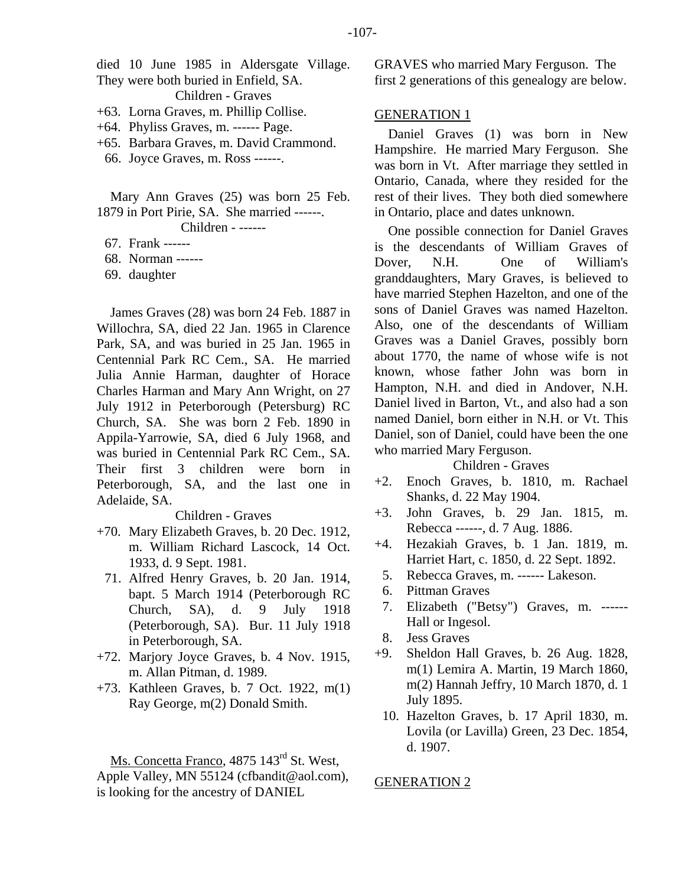died 10 June 1985 in Aldersgate Village. They were both buried in Enfield, SA.

Children - Graves

+63. Lorna Graves, m. Phillip Collise.
+64. Phyliss Graves, m. ------ Page.
+65. Barbara Graves, m. David Crammond.
66. Joyce Graves, m. Ross ------.

Mary Ann Graves (25) was born 25 Feb. 1879 in Port Pirie, SA. She married ------.

Children - ------

67. Frank ------
68. Norman ------
69. daughter

James Graves (28) was born 24 Feb. 1887 in Willochra, SA, died 22 Jan. 1965 in Clarence Park, SA, and was buried in 25 Jan. 1965 in Centennial Park RC Cem., SA. He married Julia Annie Harman, daughter of Horace Charles Harman and Mary Ann Wright, on 27 July 1912 in Peterborough (Petersburg) RC Church, SA. She was born 2 Feb. 1890 in Appila-Yarrowie, SA, died 6 July 1968, and was buried in Centennial Park RC Cem., SA. Their first 3 children were born in Peterborough, SA, and the last one in Adelaide, SA.

Children - Graves

+70. Mary Elizabeth Graves, b. 20 Dec. 1912, m. William Richard Lascock, 14 Oct. 1933, d. 9 Sept. 1981.
71. Alfred Henry Graves, b. 20 Jan. 1914, bapt. 5 March 1914 (Peterborough RC Church, SA), d. 9 July 1918 (Peterborough, SA). Bur. 11 July 1918 in Peterborough, SA.
+72. Marjory Joyce Graves, b. 4 Nov. 1915, m. Allan Pitman, d. 1989.
+73. Kathleen Graves, b. 7 Oct. 1922, m(1) Ray George, m(2) Donald Smith.

Ms. Concetta Franco, 4875 143rd St. West, Apple Valley, MN 55124 (cfbandit@aol.com), is looking for the ancestry of DANIEL GRAVES who married Mary Ferguson. The first 2 generations of this genealogy are below.

## GENERATION 1

Daniel Graves (1) was born in New Hampshire. He married Mary Ferguson. She was born in Vt. After marriage they settled in Ontario, Canada, where they resided for the rest of their lives. They both died somewhere in Ontario, place and dates unknown.

One possible connection for Daniel Graves is the descendants of William Graves of Dover, N.H. One of William's granddaughters, Mary Graves, is believed to have married Stephen Hazelton, and one of the sons of Daniel Graves was named Hazelton. Also, one of the descendants of William Graves was a Daniel Graves, possibly born about 1770, the name of whose wife is not known, whose father John was born in Hampton, N.H. and died in Andover, N.H. Daniel lived in Barton, Vt., and also had a son named Daniel, born either in N.H. or Vt. This Daniel, son of Daniel, could have been the one who married Mary Ferguson.

Children - Graves

+2. Enoch Graves, b. 1810, m. Rachael Shanks, d. 22 May 1904.
+3. John Graves, b. 29 Jan. 1815, m. Rebecca ------, d. 7 Aug. 1886.
+4. Hezakiah Graves, b. 1 Jan. 1819, m. Harriet Hart, c. 1850, d. 22 Sept. 1892.
5. Rebecca Graves, m. ------ Lakeson.
6. Pittman Graves
7. Elizabeth ("Betsy") Graves, m. ------ Hall or Ingesol.
8. Jess Graves
+9. Sheldon Hall Graves, b. 26 Aug. 1828, m(1) Lemira A. Martin, 19 March 1860, m(2) Hannah Jeffry, 10 March 1870, d. 1 July 1895.
10. Hazelton Graves, b. 17 April 1830, m. Lovila (or Lavilla) Green, 23 Dec. 1854, d. 1907.

## GENERATION 2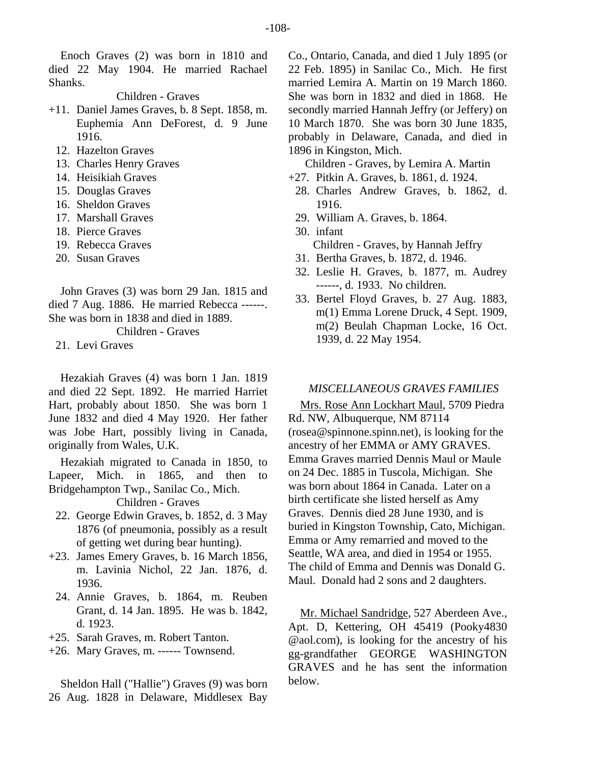Enoch Graves (2) was born in 1810 and died 22 May 1904. He married Rachael Shanks.

Children - Graves

- +11. Daniel James Graves, b. 8 Sept. 1858, m. Euphemia Ann DeForest, d. 9 June 1916.
- 12. Hazelton Graves
- 13. Charles Henry Graves
- 14. Heisikiah Graves
- 15. Douglas Graves
- 16. Sheldon Graves
- 17. Marshall Graves
- 18. Pierce Graves
- 19. Rebecca Graves
- 20. Susan Graves

John Graves (3) was born 29 Jan. 1815 and died 7 Aug. 1886. He married Rebecca ------. She was born in 1838 and died in 1889.

Children - Graves

- 21. Levi Graves

Hezakiah Graves (4) was born 1 Jan. 1819 and died 22 Sept. 1892. He married Harriet Hart, probably about 1850. She was born 1 June 1832 and died 4 May 1920. Her father was Jobe Hart, possibly living in Canada, originally from Wales, U.K.

Hezakiah migrated to Canada in 1850, to Lapeer, Mich. in 1865, and then to Bridgehampton Twp., Sanilac Co., Mich.

Children - Graves

- 22. George Edwin Graves, b. 1852, d. 3 May 1876 (of pneumonia, possibly as a result of getting wet during bear hunting).
- +23. James Emery Graves, b. 16 March 1856, m. Lavinia Nichol, 22 Jan. 1876, d. 1936.
- 24. Annie Graves, b. 1864, m. Reuben Grant, d. 14 Jan. 1895. He was b. 1842, d. 1923.
- +25. Sarah Graves, m. Robert Tanton.
- +26. Mary Graves, m. ------ Townsend.

Sheldon Hall ("Hallie") Graves (9) was born 26 Aug. 1828 in Delaware, Middlesex Bay Co., Ontario, Canada, and died 1 July 1895 (or 22 Feb. 1895) in Sanilac Co., Mich. He first married Lemira A. Martin on 19 March 1860. She was born in 1832 and died in 1868. He secondly married Hannah Jeffry (or Jeffery) on 10 March 1870. She was born 30 June 1835, probably in Delaware, Canada, and died in 1896 in Kingston, Mich.

Children - Graves, by Lemira A. Martin

- +27. Pitkin A. Graves, b. 1861, d. 1924.
- 28. Charles Andrew Graves, b. 1862, d. 1916.
- 29. William A. Graves, b. 1864.
- 30. infant

Children - Graves, by Hannah Jeffry

- 31. Bertha Graves, b. 1872, d. 1946.
- 32. Leslie H. Graves, b. 1877, m. Audrey ------, d. 1933. No children.
- 33. Bertel Floyd Graves, b. 27 Aug. 1883, m(1) Emma Lorene Druck, 4 Sept. 1909, m(2) Beulah Chapman Locke, 16 Oct. 1939, d. 22 May 1954.

## *MISCELLANEOUS GRAVES FAMILIES*

Mrs. Rose Ann Lockhart Maul, 5709 Piedra Rd. NW, Albuquerque, NM 87114 (rosea@spinnone.spinn.net), is looking for the ancestry of her EMMA or AMY GRAVES. Emma Graves married Dennis Maul or Maule on 24 Dec. 1885 in Tuscola, Michigan. She was born about 1864 in Canada. Later on a birth certificate she listed herself as Amy Graves. Dennis died 28 June 1930, and is buried in Kingston Township, Cato, Michigan. Emma or Amy remarried and moved to the Seattle, WA area, and died in 1954 or 1955. The child of Emma and Dennis was Donald G. Maul. Donald had 2 sons and 2 daughters.

Mr. Michael Sandridge, 527 Aberdeen Ave., Apt. D, Kettering, OH 45419 (Pooky4830 @aol.com), is looking for the ancestry of his gg-grandfather GEORGE WASHINGTON GRAVES and he has sent the information below.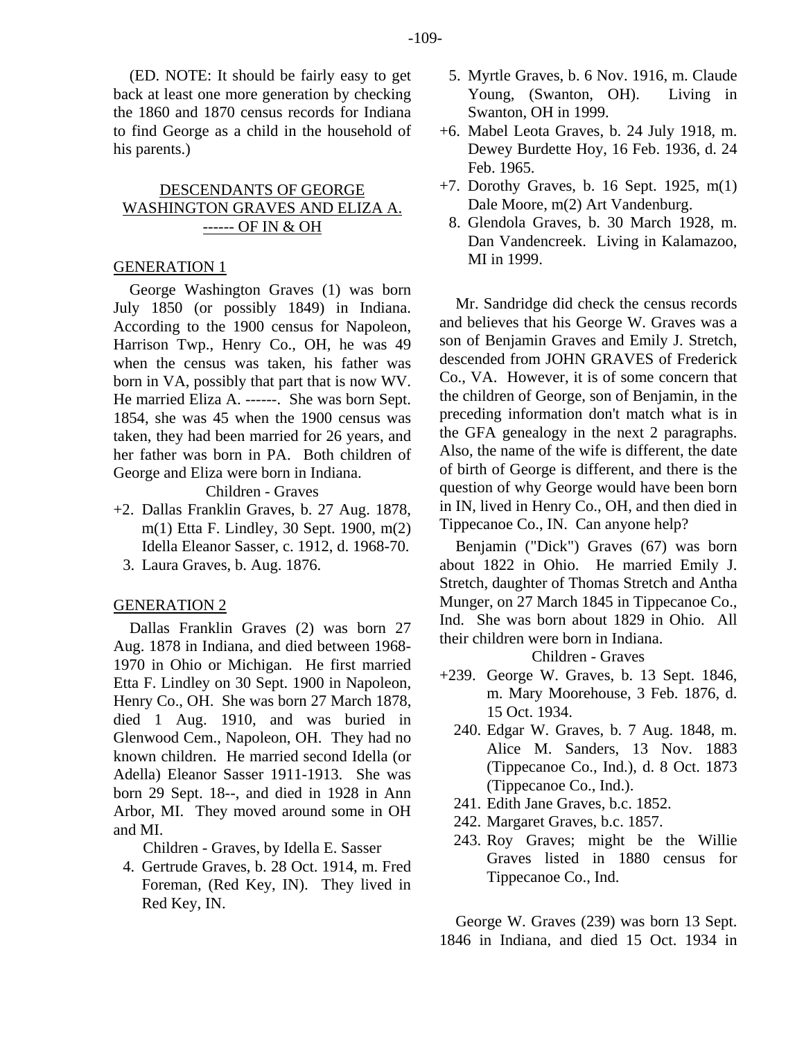(ED. NOTE: It should be fairly easy to get back at least one more generation by checking the 1860 and 1870 census records for Indiana to find George as a child in the household of his parents.)

## DESCENDANTS OF GEORGE WASHINGTON GRAVES AND ELIZA A. ------ OF IN & OH

### GENERATION 1

George Washington Graves (1) was born July 1850 (or possibly 1849) in Indiana. According to the 1900 census for Napoleon, Harrison Twp., Henry Co., OH, he was 49 when the census was taken, his father was born in VA, possibly that part that is now WV. He married Eliza A. ------. She was born Sept. 1854, she was 45 when the 1900 census was taken, they had been married for 26 years, and her father was born in PA. Both children of George and Eliza were born in Indiana.

Children - Graves

+2. Dallas Franklin Graves, b. 27 Aug. 1878, m(1) Etta F. Lindley, 30 Sept. 1900, m(2) Idella Eleanor Sasser, c. 1912, d. 1968-70.
3. Laura Graves, b. Aug. 1876.

### GENERATION 2

Dallas Franklin Graves (2) was born 27 Aug. 1878 in Indiana, and died between 1968-1970 in Ohio or Michigan. He first married Etta F. Lindley on 30 Sept. 1900 in Napoleon, Henry Co., OH. She was born 27 March 1878, died 1 Aug. 1910, and was buried in Glenwood Cem., Napoleon, OH. They had no known children. He married second Idella (or Adella) Eleanor Sasser 1911-1913. She was born 29 Sept. 18--, and died in 1928 in Ann Arbor, MI. They moved around some in OH and MI.

Children - Graves, by Idella E. Sasser

4. Gertrude Graves, b. 28 Oct. 1914, m. Fred Foreman, (Red Key, IN). They lived in Red Key, IN.
5. Myrtle Graves, b. 6 Nov. 1916, m. Claude Young, (Swanton, OH). Living in Swanton, OH in 1999.
+6. Mabel Leota Graves, b. 24 July 1918, m. Dewey Burdette Hoy, 16 Feb. 1936, d. 24 Feb. 1965.
+7. Dorothy Graves, b. 16 Sept. 1925, m(1) Dale Moore, m(2) Art Vandenburg.
8. Glendola Graves, b. 30 March 1928, m. Dan Vandencreek. Living in Kalamazoo, MI in 1999.

Mr. Sandridge did check the census records and believes that his George W. Graves was a son of Benjamin Graves and Emily J. Stretch, descended from JOHN GRAVES of Frederick Co., VA. However, it is of some concern that the children of George, son of Benjamin, in the preceding information don't match what is in the GFA genealogy in the next 2 paragraphs. Also, the name of the wife is different, the date of birth of George is different, and there is the question of why George would have been born in IN, lived in Henry Co., OH, and then died in Tippecanoe Co., IN. Can anyone help?

Benjamin ("Dick") Graves (67) was born about 1822 in Ohio. He married Emily J. Stretch, daughter of Thomas Stretch and Antha Munger, on 27 March 1845 in Tippecanoe Co., Ind. She was born about 1829 in Ohio. All their children were born in Indiana.

Children - Graves

+239. George W. Graves, b. 13 Sept. 1846, m. Mary Moorehouse, 3 Feb. 1876, d. 15 Oct. 1934.
240. Edgar W. Graves, b. 7 Aug. 1848, m. Alice M. Sanders, 13 Nov. 1883 (Tippecanoe Co., Ind.), d. 8 Oct. 1873 (Tippecanoe Co., Ind.).
241. Edith Jane Graves, b.c. 1852.
242. Margaret Graves, b.c. 1857.
243. Roy Graves; might be the Willie Graves listed in 1880 census for Tippecanoe Co., Ind.

George W. Graves (239) was born 13 Sept. 1846 in Indiana, and died 15 Oct. 1934 in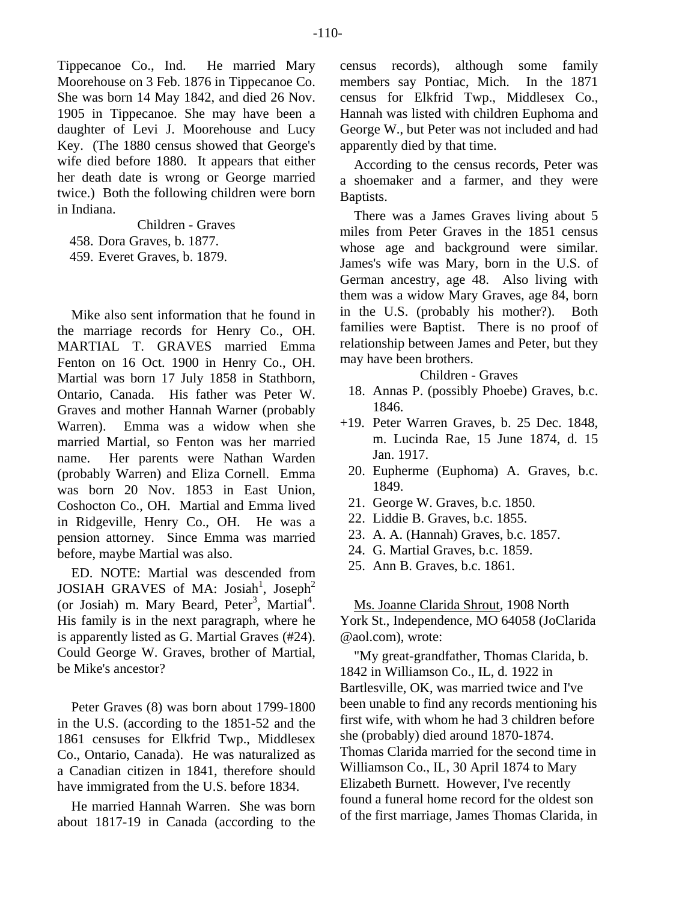Tippecanoe Co., Ind. He married Mary Moorehouse on 3 Feb. 1876 in Tippecanoe Co. She was born 14 May 1842, and died 26 Nov. 1905 in Tippecanoe. She may have been a daughter of Levi J. Moorehouse and Lucy Key. (The 1880 census showed that George's wife died before 1880. It appears that either her death date is wrong or George married twice.) Both the following children were born in Indiana.

Children - Graves

458. Dora Graves, b. 1877.
459. Everet Graves, b. 1879.

Mike also sent information that he found in the marriage records for Henry Co., OH. MARTIAL T. GRAVES married Emma Fenton on 16 Oct. 1900 in Henry Co., OH. Martial was born 17 July 1858 in Stathborn, Ontario, Canada. His father was Peter W. Graves and mother Hannah Warner (probably Warren). Emma was a widow when she married Martial, so Fenton was her married name. Her parents were Nathan Warden (probably Warren) and Eliza Cornell. Emma was born 20 Nov. 1853 in East Union, Coshocton Co., OH. Martial and Emma lived in Ridgeville, Henry Co., OH. He was a pension attorney. Since Emma was married before, maybe Martial was also.

ED. NOTE: Martial was descended from JOSIAH GRAVES of MA: Josiah[1], Joseph[2] (or Josiah) m. Mary Beard, Peter[3], Martial[4]. His family is in the next paragraph, where he is apparently listed as G. Martial Graves (#24). Could George W. Graves, brother of Martial, be Mike's ancestor?

Peter Graves (8) was born about 1799-1800 in the U.S. (according to the 1851-52 and the 1861 censuses for Elkfrid Twp., Middlesex Co., Ontario, Canada). He was naturalized as a Canadian citizen in 1841, therefore should have immigrated from the U.S. before 1834.

He married Hannah Warren. She was born about 1817-19 in Canada (according to the census records), although some family members say Pontiac, Mich. In the 1871 census for Elkfrid Twp., Middlesex Co., Hannah was listed with children Euphoma and George W., but Peter was not included and had apparently died by that time.

According to the census records, Peter was a shoemaker and a farmer, and they were Baptists.

There was a James Graves living about 5 miles from Peter Graves in the 1851 census whose age and background were similar. James's wife was Mary, born in the U.S. of German ancestry, age 48. Also living with them was a widow Mary Graves, age 84, born in the U.S. (probably his mother?). Both families were Baptist. There is no proof of relationship between James and Peter, but they may have been brothers.

Children - Graves

18. Annas P. (possibly Phoebe) Graves, b.c. 1846.
+19. Peter Warren Graves, b. 25 Dec. 1848, m. Lucinda Rae, 15 June 1874, d. 15 Jan. 1917.
20. Eupherme (Euphoma) A. Graves, b.c. 1849.
21. George W. Graves, b.c. 1850.
22. Liddie B. Graves, b.c. 1855.
23. A. A. (Hannah) Graves, b.c. 1857.
24. G. Martial Graves, b.c. 1859.
25. Ann B. Graves, b.c. 1861.

Ms. Joanne Clarida Shrout, 1908 North York St., Independence, MO 64058 (JoClarida @aol.com), wrote:

"My great-grandfather, Thomas Clarida, b. 1842 in Williamson Co., IL, d. 1922 in Bartlesville, OK, was married twice and I've been unable to find any records mentioning his first wife, with whom he had 3 children before she (probably) died around 1870-1874. Thomas Clarida married for the second time in Williamson Co., IL, 30 April 1874 to Mary Elizabeth Burnett. However, I've recently found a funeral home record for the oldest son of the first marriage, James Thomas Clarida, in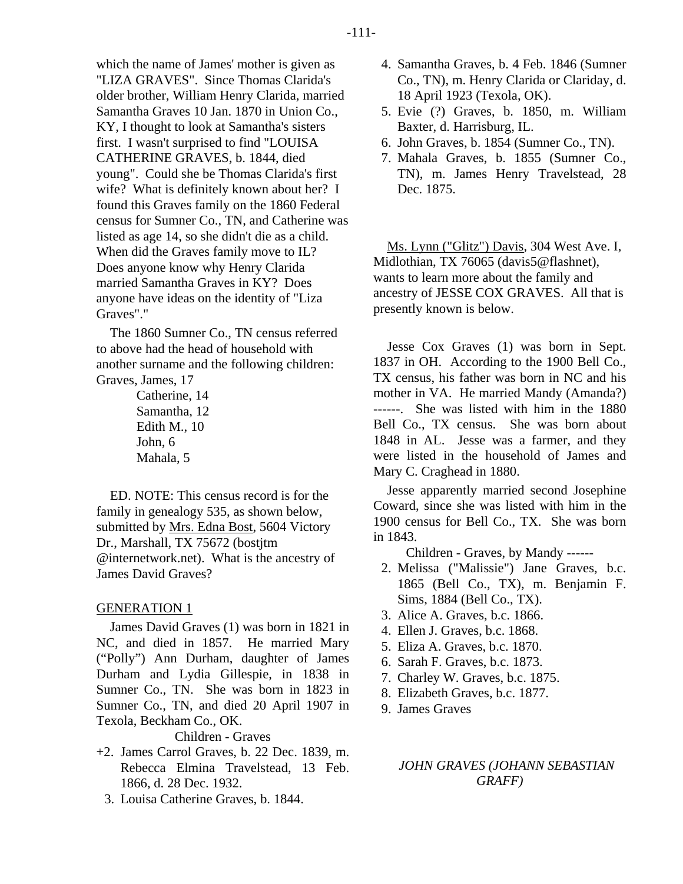which the name of James' mother is given as "LIZA GRAVES". Since Thomas Clarida's older brother, William Henry Clarida, married Samantha Graves 10 Jan. 1870 in Union Co., KY, I thought to look at Samantha's sisters first. I wasn't surprised to find "LOUISA CATHERINE GRAVES, b. 1844, died young". Could she be Thomas Clarida's first wife? What is definitely known about her? I found this Graves family on the 1860 Federal census for Sumner Co., TN, and Catherine was listed as age 14, so she didn't die as a child. When did the Graves family move to IL? Does anyone know why Henry Clarida married Samantha Graves in KY? Does anyone have ideas on the identity of "Liza Graves"."

The 1860 Sumner Co., TN census referred to above had the head of household with another surname and the following children:

Graves, James, 17
Catherine, 14
Samantha, 12
Edith M., 10
John, 6
Mahala, 5

ED. NOTE: This census record is for the family in genealogy 535, as shown below, submitted by Mrs. Edna Bost, 5604 Victory Dr., Marshall, TX 75672 (bostjtm @internetwork.net). What is the ancestry of James David Graves?

GENERATION 1

James David Graves (1) was born in 1821 in NC, and died in 1857. He married Mary ("Polly") Ann Durham, daughter of James Durham and Lydia Gillespie, in 1838 in Sumner Co., TN. She was born in 1823 in Sumner Co., TN, and died 20 April 1907 in Texola, Beckham Co., OK.

Children - Graves

+2. James Carrol Graves, b. 22 Dec. 1839, m. Rebecca Elmina Travelstead, 13 Feb. 1866, d. 28 Dec. 1932.
3. Louisa Catherine Graves, b. 1844.
4. Samantha Graves, b. 4 Feb. 1846 (Sumner Co., TN), m. Henry Clarida or Clariday, d. 18 April 1923 (Texola, OK).
5. Evie (?) Graves, b. 1850, m. William Baxter, d. Harrisburg, IL.
6. John Graves, b. 1854 (Sumner Co., TN).
7. Mahala Graves, b. 1855 (Sumner Co., TN), m. James Henry Travelstead, 28 Dec. 1875.

Ms. Lynn ("Glitz") Davis, 304 West Ave. I, Midlothian, TX 76065 (davis5@flashnet), wants to learn more about the family and ancestry of JESSE COX GRAVES. All that is presently known is below.

Jesse Cox Graves (1) was born in Sept. 1837 in OH. According to the 1900 Bell Co., TX census, his father was born in NC and his mother in VA. He married Mandy (Amanda?) ------. She was listed with him in the 1880 Bell Co., TX census. She was born about 1848 in AL. Jesse was a farmer, and they were listed in the household of James and Mary C. Craghead in 1880.

Jesse apparently married second Josephine Coward, since she was listed with him in the 1900 census for Bell Co., TX. She was born in 1843.

Children - Graves, by Mandy ------

2. Melissa ("Malissie") Jane Graves, b.c. 1865 (Bell Co., TX), m. Benjamin F. Sims, 1884 (Bell Co., TX).
3. Alice A. Graves, b.c. 1866.
4. Ellen J. Graves, b.c. 1868.
5. Eliza A. Graves, b.c. 1870.
6. Sarah F. Graves, b.c. 1873.
7. Charley W. Graves, b.c. 1875.
8. Elizabeth Graves, b.c. 1877.
9. James Graves

*JOHN GRAVES (JOHANN SEBASTIAN GRAFF)*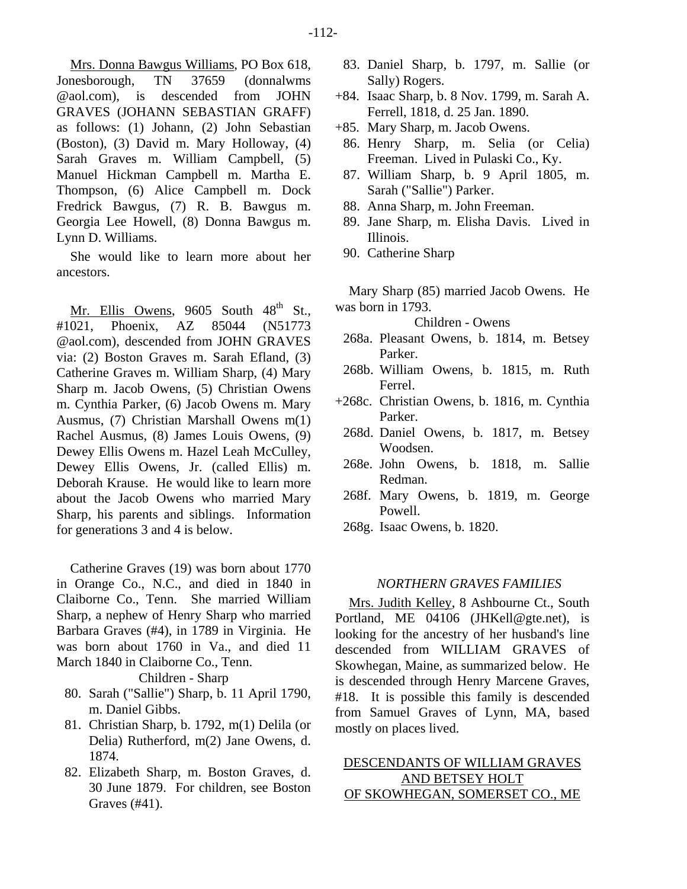Mrs. Donna Bawgus Williams, PO Box 618, Jonesborough, TN 37659 (donnalwms @aol.com), is descended from JOHN GRAVES (JOHANN SEBASTIAN GRAFF) as follows: (1) Johann, (2) John Sebastian (Boston), (3) David m. Mary Holloway, (4) Sarah Graves m. William Campbell, (5) Manuel Hickman Campbell m. Martha E. Thompson, (6) Alice Campbell m. Dock Fredrick Bawgus, (7) R. B. Bawgus m. Georgia Lee Howell, (8) Donna Bawgus m. Lynn D. Williams.

She would like to learn more about her ancestors.

Mr. Ellis Owens, 9605 South 48th St., #1021, Phoenix, AZ 85044 (N51773 @aol.com), descended from JOHN GRAVES via: (2) Boston Graves m. Sarah Efland, (3) Catherine Graves m. William Sharp, (4) Mary Sharp m. Jacob Owens, (5) Christian Owens m. Cynthia Parker, (6) Jacob Owens m. Mary Ausmus, (7) Christian Marshall Owens m(1) Rachel Ausmus, (8) James Louis Owens, (9) Dewey Ellis Owens m. Hazel Leah McCulley, Dewey Ellis Owens, Jr. (called Ellis) m. Deborah Krause. He would like to learn more about the Jacob Owens who married Mary Sharp, his parents and siblings. Information for generations 3 and 4 is below.

Catherine Graves (19) was born about 1770 in Orange Co., N.C., and died in 1840 in Claiborne Co., Tenn. She married William Sharp, a nephew of Henry Sharp who married Barbara Graves (#4), in 1789 in Virginia. He was born about 1760 in Va., and died 11 March 1840 in Claiborne Co., Tenn.

Children - Sharp

80. Sarah ("Sallie") Sharp, b. 11 April 1790, m. Daniel Gibbs.
81. Christian Sharp, b. 1792, m(1) Delila (or Delia) Rutherford, m(2) Jane Owens, d. 1874.
82. Elizabeth Sharp, m. Boston Graves, d. 30 June 1879. For children, see Boston Graves (#41).
83. Daniel Sharp, b. 1797, m. Sallie (or Sally) Rogers.
+84. Isaac Sharp, b. 8 Nov. 1799, m. Sarah A. Ferrell, 1818, d. 25 Jan. 1890.
+85. Mary Sharp, m. Jacob Owens.
86. Henry Sharp, m. Selia (or Celia) Freeman. Lived in Pulaski Co., Ky.
87. William Sharp, b. 9 April 1805, m. Sarah ("Sallie") Parker.
88. Anna Sharp, m. John Freeman.
89. Jane Sharp, m. Elisha Davis. Lived in Illinois.
90. Catherine Sharp

Mary Sharp (85) married Jacob Owens. He was born in 1793.

Children - Owens

268a. Pleasant Owens, b. 1814, m. Betsey Parker.
268b. William Owens, b. 1815, m. Ruth Ferrel.
+268c. Christian Owens, b. 1816, m. Cynthia Parker.
268d. Daniel Owens, b. 1817, m. Betsey Woodsen.
268e. John Owens, b. 1818, m. Sallie Redman.
268f. Mary Owens, b. 1819, m. George Powell.
268g. Isaac Owens, b. 1820.

## *NORTHERN GRAVES FAMILIES*

Mrs. Judith Kelley, 8 Ashbourne Ct., South Portland, ME 04106 (JHKell@gte.net), is looking for the ancestry of her husband's line descended from WILLIAM GRAVES of Skowhegan, Maine, as summarized below. He is descended through Henry Marcene Graves, #18. It is possible this family is descended from Samuel Graves of Lynn, MA, based mostly on places lived.

### DESCENDANTS OF WILLIAM GRAVES AND BETSEY HOLT OF SKOWHEGAN, SOMERSET CO., ME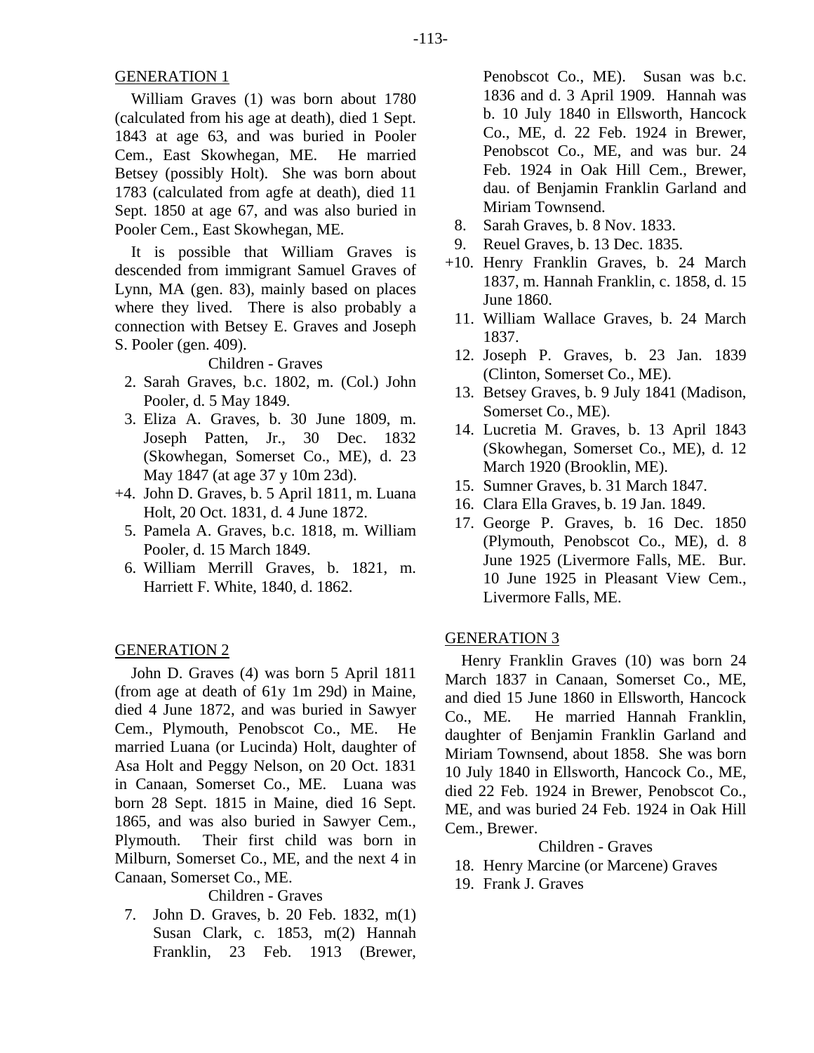GENERATION 1

William Graves (1) was born about 1780 (calculated from his age at death), died 1 Sept. 1843 at age 63, and was buried in Pooler Cem., East Skowhegan, ME. He married Betsey (possibly Holt). She was born about 1783 (calculated from agfe at death), died 11 Sept. 1850 at age 67, and was also buried in Pooler Cem., East Skowhegan, ME.

It is possible that William Graves is descended from immigrant Samuel Graves of Lynn, MA (gen. 83), mainly based on places where they lived. There is also probably a connection with Betsey E. Graves and Joseph S. Pooler (gen. 409).

Children - Graves

2. Sarah Graves, b.c. 1802, m. (Col.) John Pooler, d. 5 May 1849.
3. Eliza A. Graves, b. 30 June 1809, m. Joseph Patten, Jr., 30 Dec. 1832 (Skowhegan, Somerset Co., ME), d. 23 May 1847 (at age 37 y 10m 23d).
+4. John D. Graves, b. 5 April 1811, m. Luana Holt, 20 Oct. 1831, d. 4 June 1872.
5. Pamela A. Graves, b.c. 1818, m. William Pooler, d. 15 March 1849.
6. William Merrill Graves, b. 1821, m. Harriett F. White, 1840, d. 1862.

GENERATION 2

John D. Graves (4) was born 5 April 1811 (from age at death of 61y 1m 29d) in Maine, died 4 June 1872, and was buried in Sawyer Cem., Plymouth, Penobscot Co., ME. He married Luana (or Lucinda) Holt, daughter of Asa Holt and Peggy Nelson, on 20 Oct. 1831 in Canaan, Somerset Co., ME. Luana was born 28 Sept. 1815 in Maine, died 16 Sept. 1865, and was also buried in Sawyer Cem., Plymouth. Their first child was born in Milburn, Somerset Co., ME, and the next 4 in Canaan, Somerset Co., ME.

Children - Graves

7. John D. Graves, b. 20 Feb. 1832, m(1) Susan Clark, c. 1853, m(2) Hannah Franklin, 23 Feb. 1913 (Brewer, Penobscot Co., ME). Susan was b.c. 1836 and d. 3 April 1909. Hannah was b. 10 July 1840 in Ellsworth, Hancock Co., ME, d. 22 Feb. 1924 in Brewer, Penobscot Co., ME, and was bur. 24 Feb. 1924 in Oak Hill Cem., Brewer, dau. of Benjamin Franklin Garland and Miriam Townsend.
8. Sarah Graves, b. 8 Nov. 1833.
9. Reuel Graves, b. 13 Dec. 1835.
+10. Henry Franklin Graves, b. 24 March 1837, m. Hannah Franklin, c. 1858, d. 15 June 1860.
11. William Wallace Graves, b. 24 March 1837.
12. Joseph P. Graves, b. 23 Jan. 1839 (Clinton, Somerset Co., ME).
13. Betsey Graves, b. 9 July 1841 (Madison, Somerset Co., ME).
14. Lucretia M. Graves, b. 13 April 1843 (Skowhegan, Somerset Co., ME), d. 12 March 1920 (Brooklin, ME).
15. Sumner Graves, b. 31 March 1847.
16. Clara Ella Graves, b. 19 Jan. 1849.
17. George P. Graves, b. 16 Dec. 1850 (Plymouth, Penobscot Co., ME), d. 8 June 1925 (Livermore Falls, ME. Bur. 10 June 1925 in Pleasant View Cem., Livermore Falls, ME.

GENERATION 3

Henry Franklin Graves (10) was born 24 March 1837 in Canaan, Somerset Co., ME, and died 15 June 1860 in Ellsworth, Hancock Co., ME. He married Hannah Franklin, daughter of Benjamin Franklin Garland and Miriam Townsend, about 1858. She was born 10 July 1840 in Ellsworth, Hancock Co., ME, died 22 Feb. 1924 in Brewer, Penobscot Co., ME, and was buried 24 Feb. 1924 in Oak Hill Cem., Brewer.

Children - Graves

18. Henry Marcine (or Marcene) Graves
19. Frank J. Graves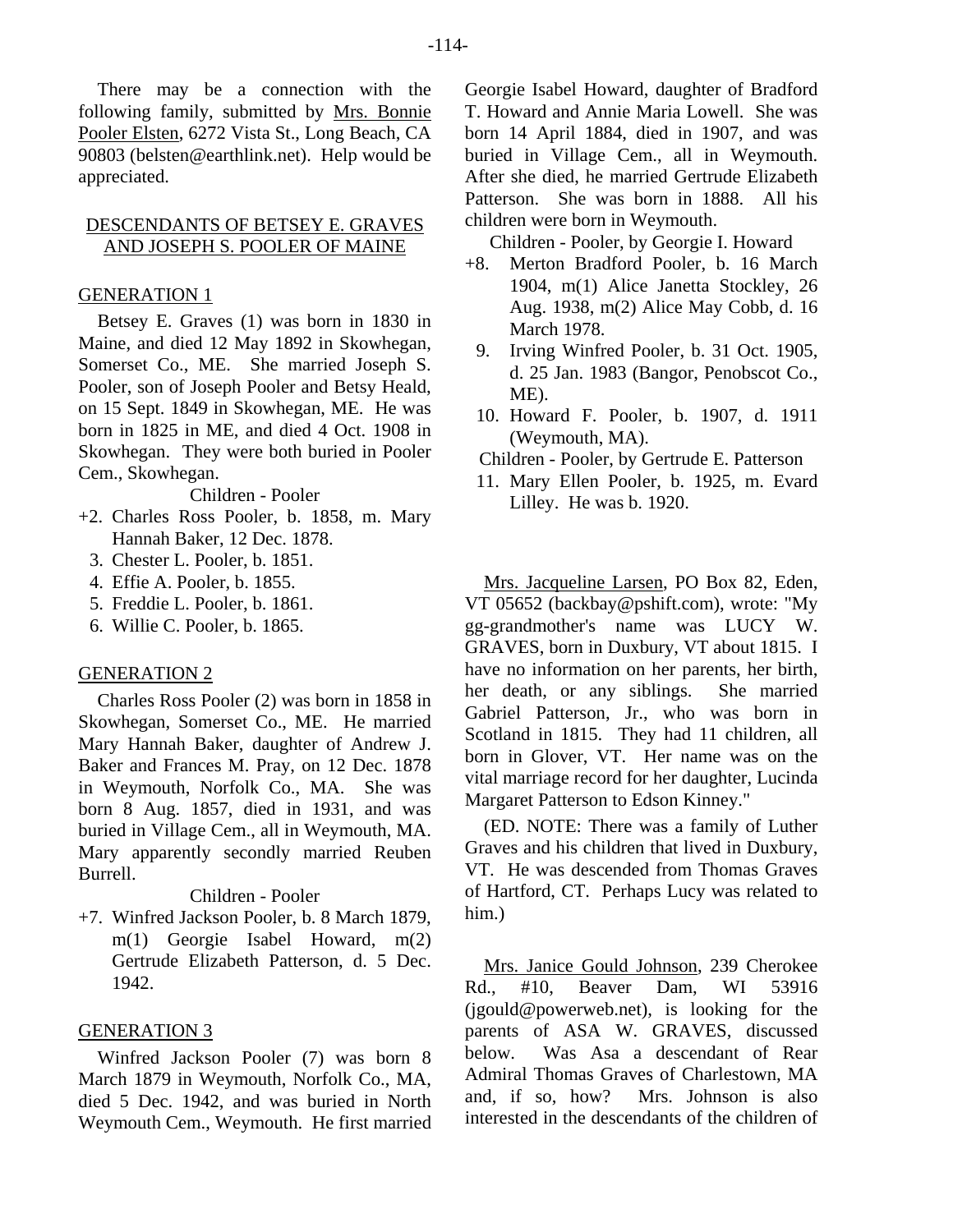There may be a connection with the following family, submitted by Mrs. Bonnie Pooler Elsten, 6272 Vista St., Long Beach, CA 90803 (belsten@earthlink.net). Help would be appreciated.

## DESCENDANTS OF BETSEY E. GRAVES AND JOSEPH S. POOLER OF MAINE

### GENERATION 1

Betsey E. Graves (1) was born in 1830 in Maine, and died 12 May 1892 in Skowhegan, Somerset Co., ME. She married Joseph S. Pooler, son of Joseph Pooler and Betsy Heald, on 15 Sept. 1849 in Skowhegan, ME. He was born in 1825 in ME, and died 4 Oct. 1908 in Skowhegan. They were both buried in Pooler Cem., Skowhegan.

Children - Pooler

+2. Charles Ross Pooler, b. 1858, m. Mary Hannah Baker, 12 Dec. 1878.
3. Chester L. Pooler, b. 1851.
4. Effie A. Pooler, b. 1855.
5. Freddie L. Pooler, b. 1861.
6. Willie C. Pooler, b. 1865.

### GENERATION 2

Charles Ross Pooler (2) was born in 1858 in Skowhegan, Somerset Co., ME. He married Mary Hannah Baker, daughter of Andrew J. Baker and Frances M. Pray, on 12 Dec. 1878 in Weymouth, Norfolk Co., MA. She was born 8 Aug. 1857, died in 1931, and was buried in Village Cem., all in Weymouth, MA. Mary apparently secondly married Reuben Burrell.

Children - Pooler

+7. Winfred Jackson Pooler, b. 8 March 1879, m(1) Georgie Isabel Howard, m(2) Gertrude Elizabeth Patterson, d. 5 Dec. 1942.

### GENERATION 3

Winfred Jackson Pooler (7) was born 8 March 1879 in Weymouth, Norfolk Co., MA, died 5 Dec. 1942, and was buried in North Weymouth Cem., Weymouth. He first married Georgie Isabel Howard, daughter of Bradford T. Howard and Annie Maria Lowell. She was born 14 April 1884, died in 1907, and was buried in Village Cem., all in Weymouth. After she died, he married Gertrude Elizabeth Patterson. She was born in 1888. All his children were born in Weymouth.

Children - Pooler, by Georgie I. Howard

+8. Merton Bradford Pooler, b. 16 March 1904, m(1) Alice Janetta Stockley, 26 Aug. 1938, m(2) Alice May Cobb, d. 16 March 1978.
9. Irving Winfred Pooler, b. 31 Oct. 1905, d. 25 Jan. 1983 (Bangor, Penobscot Co., ME).
10. Howard F. Pooler, b. 1907, d. 1911 (Weymouth, MA).

Children - Pooler, by Gertrude E. Patterson

11. Mary Ellen Pooler, b. 1925, m. Evard Lilley. He was b. 1920.

Mrs. Jacqueline Larsen, PO Box 82, Eden, VT 05652 (backbay@pshift.com), wrote: "My gg-grandmother's name was LUCY W. GRAVES, born in Duxbury, VT about 1815. I have no information on her parents, her birth, her death, or any siblings. She married Gabriel Patterson, Jr., who was born in Scotland in 1815. They had 11 children, all born in Glover, VT. Her name was on the vital marriage record for her daughter, Lucinda Margaret Patterson to Edson Kinney."

(ED. NOTE: There was a family of Luther Graves and his children that lived in Duxbury, VT. He was descended from Thomas Graves of Hartford, CT. Perhaps Lucy was related to him.)

Mrs. Janice Gould Johnson, 239 Cherokee Rd., #10, Beaver Dam, WI 53916 (jgould@powerweb.net), is looking for the parents of ASA W. GRAVES, discussed below. Was Asa a descendant of Rear Admiral Thomas Graves of Charlestown, MA and, if so, how? Mrs. Johnson is also interested in the descendants of the children of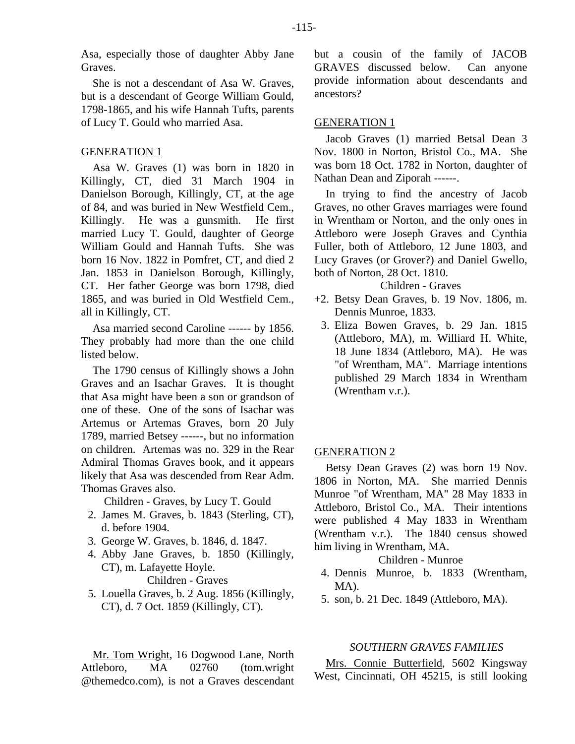Asa, especially those of daughter Abby Jane Graves.

She is not a descendant of Asa W. Graves, but is a descendant of George William Gould, 1798-1865, and his wife Hannah Tufts, parents of Lucy T. Gould who married Asa.

GENERATION 1

Asa W. Graves (1) was born in 1820 in Killingly, CT, died 31 March 1904 in Danielson Borough, Killingly, CT, at the age of 84, and was buried in New Westfield Cem., Killingly. He was a gunsmith. He first married Lucy T. Gould, daughter of George William Gould and Hannah Tufts. She was born 16 Nov. 1822 in Pomfret, CT, and died 2 Jan. 1853 in Danielson Borough, Killingly, CT. Her father George was born 1798, died 1865, and was buried in Old Westfield Cem., all in Killingly, CT.

Asa married second Caroline ------ by 1856. They probably had more than the one child listed below.

The 1790 census of Killingly shows a John Graves and an Isachar Graves. It is thought that Asa might have been a son or grandson of one of these. One of the sons of Isachar was Artemus or Artemas Graves, born 20 July 1789, married Betsey ------, but no information on children. Artemas was no. 329 in the Rear Admiral Thomas Graves book, and it appears likely that Asa was descended from Rear Adm. Thomas Graves also.

Children - Graves, by Lucy T. Gould

2. James M. Graves, b. 1843 (Sterling, CT), d. before 1904.
3. George W. Graves, b. 1846, d. 1847.
4. Abby Jane Graves, b. 1850 (Killingly, CT), m. Lafayette Hoyle.

Children - Graves

5. Louella Graves, b. 2 Aug. 1856 (Killingly, CT), d. 7 Oct. 1859 (Killingly, CT).

Mr. Tom Wright, 16 Dogwood Lane, North Attleboro, MA 02760 (tom.wright @themedco.com), is not a Graves descendant but a cousin of the family of JACOB GRAVES discussed below. Can anyone provide information about descendants and ancestors?

GENERATION 1

Jacob Graves (1) married Betsal Dean 3 Nov. 1800 in Norton, Bristol Co., MA. She was born 18 Oct. 1782 in Norton, daughter of Nathan Dean and Ziporah ------.

In trying to find the ancestry of Jacob Graves, no other Graves marriages were found in Wrentham or Norton, and the only ones in Attleboro were Joseph Graves and Cynthia Fuller, both of Attleboro, 12 June 1803, and Lucy Graves (or Grover?) and Daniel Gwello, both of Norton, 28 Oct. 1810.

Children - Graves

+2. Betsy Dean Graves, b. 19 Nov. 1806, m. Dennis Munroe, 1833.
3. Eliza Bowen Graves, b. 29 Jan. 1815 (Attleboro, MA), m. Williard H. White, 18 June 1834 (Attleboro, MA). He was "of Wrentham, MA". Marriage intentions published 29 March 1834 in Wrentham (Wrentham v.r.).

GENERATION 2

Betsy Dean Graves (2) was born 19 Nov. 1806 in Norton, MA. She married Dennis Munroe "of Wrentham, MA" 28 May 1833 in Attleboro, Bristol Co., MA. Their intentions were published 4 May 1833 in Wrentham (Wrentham v.r.). The 1840 census showed him living in Wrentham, MA.

Children - Munroe

4. Dennis Munroe, b. 1833 (Wrentham, MA).
5. son, b. 21 Dec. 1849 (Attleboro, MA).

*SOUTHERN GRAVES FAMILIES*

Mrs. Connie Butterfield, 5602 Kingsway West, Cincinnati, OH 45215, is still looking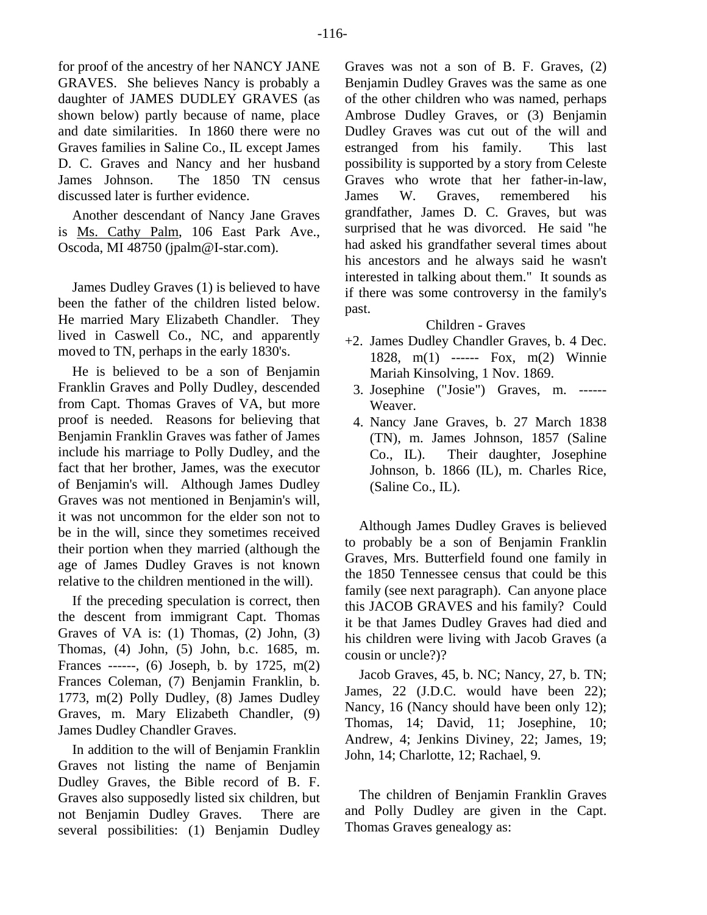for proof of the ancestry of her NANCY JANE GRAVES. She believes Nancy is probably a daughter of JAMES DUDLEY GRAVES (as shown below) partly because of name, place and date similarities. In 1860 there were no Graves families in Saline Co., IL except James D. C. Graves and Nancy and her husband James Johnson. The 1850 TN census discussed later is further evidence.

Another descendant of Nancy Jane Graves is Ms. Cathy Palm, 106 East Park Ave., Oscoda, MI 48750 (jpalm@I-star.com).

James Dudley Graves (1) is believed to have been the father of the children listed below. He married Mary Elizabeth Chandler. They lived in Caswell Co., NC, and apparently moved to TN, perhaps in the early 1830's.

He is believed to be a son of Benjamin Franklin Graves and Polly Dudley, descended from Capt. Thomas Graves of VA, but more proof is needed. Reasons for believing that Benjamin Franklin Graves was father of James include his marriage to Polly Dudley, and the fact that her brother, James, was the executor of Benjamin's will. Although James Dudley Graves was not mentioned in Benjamin's will, it was not uncommon for the elder son not to be in the will, since they sometimes received their portion when they married (although the age of James Dudley Graves is not known relative to the children mentioned in the will).

If the preceding speculation is correct, then the descent from immigrant Capt. Thomas Graves of VA is: (1) Thomas, (2) John, (3) Thomas, (4) John, (5) John, b.c. 1685, m. Frances ------, (6) Joseph, b. by 1725, m(2) Frances Coleman, (7) Benjamin Franklin, b. 1773, m(2) Polly Dudley, (8) James Dudley Graves, m. Mary Elizabeth Chandler, (9) James Dudley Chandler Graves.

In addition to the will of Benjamin Franklin Graves not listing the name of Benjamin Dudley Graves, the Bible record of B. F. Graves also supposedly listed six children, but not Benjamin Dudley Graves. There are several possibilities: (1) Benjamin Dudley Graves was not a son of B. F. Graves, (2) Benjamin Dudley Graves was the same as one of the other children who was named, perhaps Ambrose Dudley Graves, or (3) Benjamin Dudley Graves was cut out of the will and estranged from his family. This last possibility is supported by a story from Celeste Graves who wrote that her father-in-law, James W. Graves, remembered his grandfather, James D. C. Graves, but was surprised that he was divorced. He said "he had asked his grandfather several times about his ancestors and he always said he wasn't interested in talking about them." It sounds as if there was some controversy in the family's past.

Children - Graves

+2. James Dudley Chandler Graves, b. 4 Dec. 1828, m(1) ------ Fox, m(2) Winnie Mariah Kinsolving, 1 Nov. 1869.

3. Josephine ("Josie") Graves, m. ------ Weaver.

4. Nancy Jane Graves, b. 27 March 1838 (TN), m. James Johnson, 1857 (Saline Co., IL). Their daughter, Josephine Johnson, b. 1866 (IL), m. Charles Rice, (Saline Co., IL).

Although James Dudley Graves is believed to probably be a son of Benjamin Franklin Graves, Mrs. Butterfield found one family in the 1850 Tennessee census that could be this family (see next paragraph). Can anyone place this JACOB GRAVES and his family? Could it be that James Dudley Graves had died and his children were living with Jacob Graves (a cousin or uncle?)?

Jacob Graves, 45, b. NC; Nancy, 27, b. TN; James, 22 (J.D.C. would have been 22); Nancy, 16 (Nancy should have been only 12); Thomas, 14; David, 11; Josephine, 10; Andrew, 4; Jenkins Diviney, 22; James, 19; John, 14; Charlotte, 12; Rachael, 9.

The children of Benjamin Franklin Graves and Polly Dudley are given in the Capt. Thomas Graves genealogy as: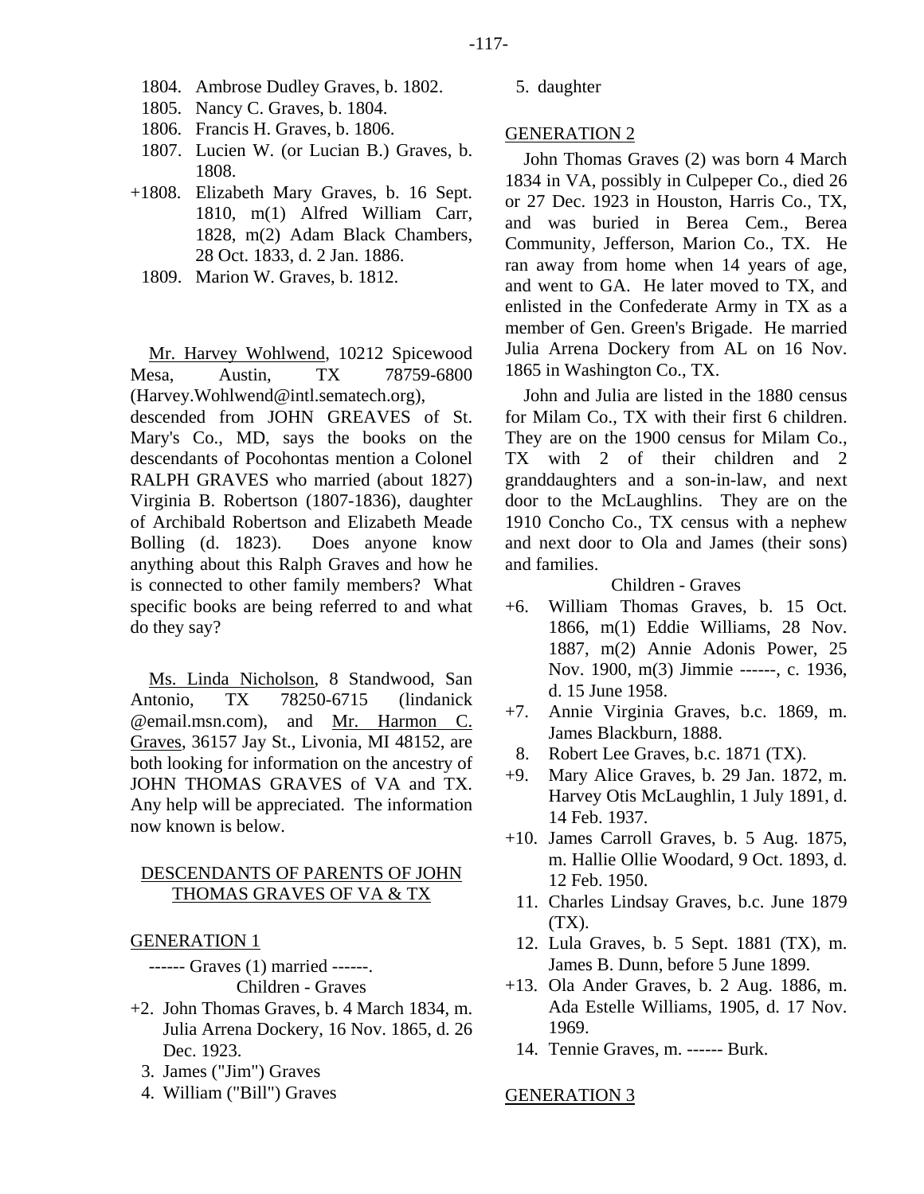1804. Ambrose Dudley Graves, b. 1802.
1805. Nancy C. Graves, b. 1804.
1806. Francis H. Graves, b. 1806.
1807. Lucien W. (or Lucian B.) Graves, b. 1808.
+1808. Elizabeth Mary Graves, b. 16 Sept. 1810, m(1) Alfred William Carr, 1828, m(2) Adam Black Chambers, 28 Oct. 1833, d. 2 Jan. 1886.
1809. Marion W. Graves, b. 1812.

Mr. Harvey Wohlwend, 10212 Spicewood Mesa, Austin, TX 78759-6800 (Harvey.Wohlwend@intl.sematech.org), descended from JOHN GREAVES of St. Mary's Co., MD, says the books on the descendants of Pocohontas mention a Colonel RALPH GRAVES who married (about 1827) Virginia B. Robertson (1807-1836), daughter of Archibald Robertson and Elizabeth Meade Bolling (d. 1823). Does anyone know anything about this Ralph Graves and how he is connected to other family members? What specific books are being referred to and what do they say?

Ms. Linda Nicholson, 8 Standwood, San Antonio, TX 78250-6715 (lindanick @email.msn.com), and Mr. Harmon C. Graves, 36157 Jay St., Livonia, MI 48152, are both looking for information on the ancestry of JOHN THOMAS GRAVES of VA and TX. Any help will be appreciated. The information now known is below.

## DESCENDANTS OF PARENTS OF JOHN THOMAS GRAVES OF VA & TX

### GENERATION 1

------ Graves (1) married ------.

Children - Graves

+2. John Thomas Graves, b. 4 March 1834, m. Julia Arrena Dockery, 16 Nov. 1865, d. 26 Dec. 1923.
3. James ("Jim") Graves
4. William ("Bill") Graves
5. daughter

### GENERATION 2

John Thomas Graves (2) was born 4 March 1834 in VA, possibly in Culpeper Co., died 26 or 27 Dec. 1923 in Houston, Harris Co., TX, and was buried in Berea Cem., Berea Community, Jefferson, Marion Co., TX. He ran away from home when 14 years of age, and went to GA. He later moved to TX, and enlisted in the Confederate Army in TX as a member of Gen. Green's Brigade. He married Julia Arrena Dockery from AL on 16 Nov. 1865 in Washington Co., TX.

John and Julia are listed in the 1880 census for Milam Co., TX with their first 6 children. They are on the 1900 census for Milam Co., TX with 2 of their children and 2 granddaughters and a son-in-law, and next door to the McLaughlins. They are on the 1910 Concho Co., TX census with a nephew and next door to Ola and James (their sons) and families.

Children - Graves

+6. William Thomas Graves, b. 15 Oct. 1866, m(1) Eddie Williams, 28 Nov. 1887, m(2) Annie Adonis Power, 25 Nov. 1900, m(3) Jimmie ------, c. 1936, d. 15 June 1958.
+7. Annie Virginia Graves, b.c. 1869, m. James Blackburn, 1888.
8. Robert Lee Graves, b.c. 1871 (TX).
+9. Mary Alice Graves, b. 29 Jan. 1872, m. Harvey Otis McLaughlin, 1 July 1891, d. 14 Feb. 1937.
+10. James Carroll Graves, b. 5 Aug. 1875, m. Hallie Ollie Woodard, 9 Oct. 1893, d. 12 Feb. 1950.
11. Charles Lindsay Graves, b.c. June 1879 (TX).
12. Lula Graves, b. 5 Sept. 1881 (TX), m. James B. Dunn, before 5 June 1899.
+13. Ola Ander Graves, b. 2 Aug. 1886, m. Ada Estelle Williams, 1905, d. 17 Nov. 1969.
14. Tennie Graves, m. ------ Burk.

### GENERATION 3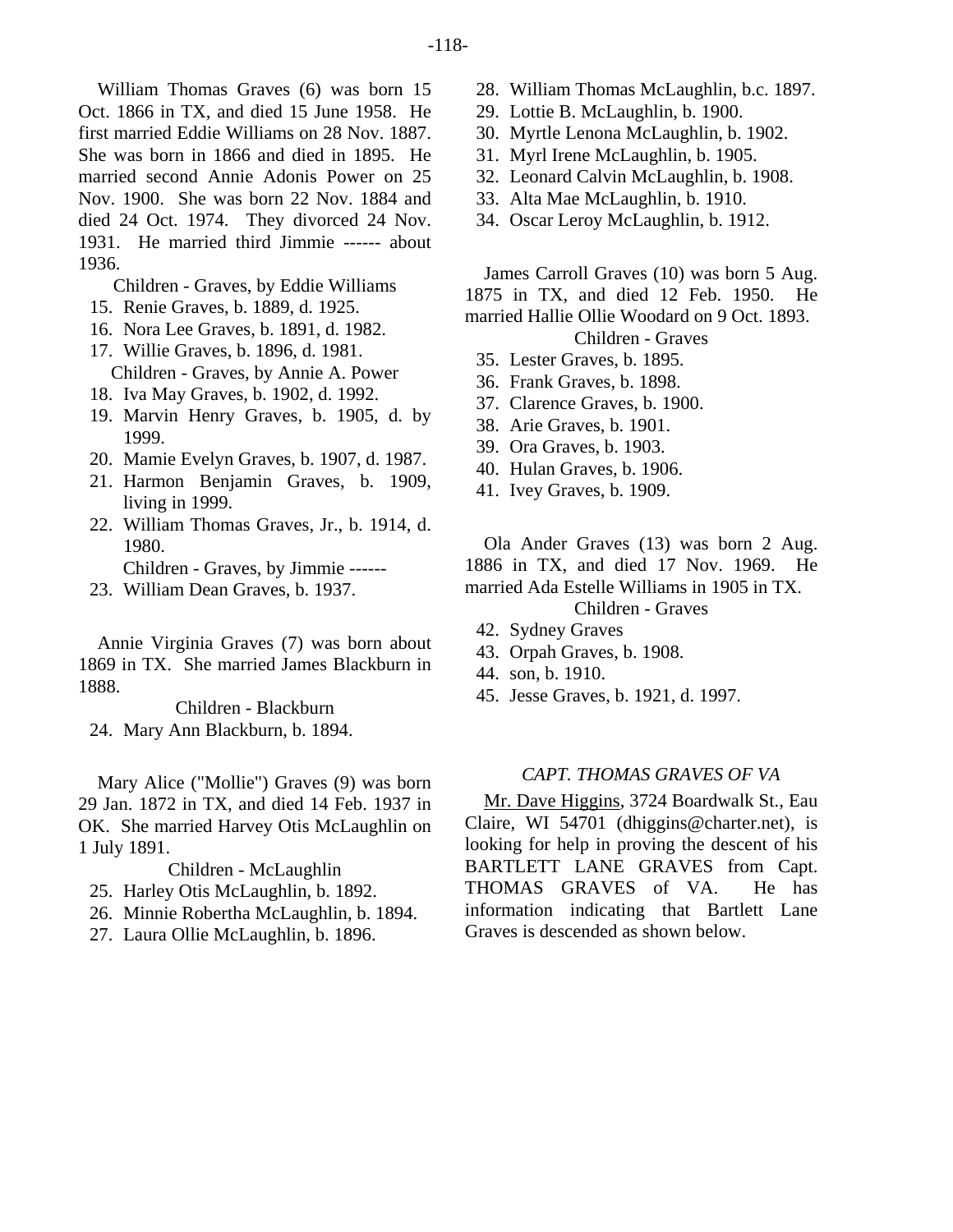William Thomas Graves (6) was born 15 Oct. 1866 in TX, and died 15 June 1958. He first married Eddie Williams on 28 Nov. 1887. She was born in 1866 and died in 1895. He married second Annie Adonis Power on 25 Nov. 1900. She was born 22 Nov. 1884 and died 24 Oct. 1974. They divorced 24 Nov. 1931. He married third Jimmie ------ about 1936.

Children - Graves, by Eddie Williams

15. Renie Graves, b. 1889, d. 1925.
16. Nora Lee Graves, b. 1891, d. 1982.
17. Willie Graves, b. 1896, d. 1981.

Children - Graves, by Annie A. Power

18. Iva May Graves, b. 1902, d. 1992.
19. Marvin Henry Graves, b. 1905, d. by 1999.
20. Mamie Evelyn Graves, b. 1907, d. 1987.
21. Harmon Benjamin Graves, b. 1909, living in 1999.
22. William Thomas Graves, Jr., b. 1914, d. 1980.

Children - Graves, by Jimmie ------

23. William Dean Graves, b. 1937.

Annie Virginia Graves (7) was born about 1869 in TX. She married James Blackburn in 1888.

Children - Blackburn

24. Mary Ann Blackburn, b. 1894.

Mary Alice ("Mollie") Graves (9) was born 29 Jan. 1872 in TX, and died 14 Feb. 1937 in OK. She married Harvey Otis McLaughlin on 1 July 1891.

Children - McLaughlin

25. Harley Otis McLaughlin, b. 1892.
26. Minnie Robertha McLaughlin, b. 1894.
27. Laura Ollie McLaughlin, b. 1896.
28. William Thomas McLaughlin, b.c. 1897.
29. Lottie B. McLaughlin, b. 1900.
30. Myrtle Lenona McLaughlin, b. 1902.
31. Myrl Irene McLaughlin, b. 1905.
32. Leonard Calvin McLaughlin, b. 1908.
33. Alta Mae McLaughlin, b. 1910.
34. Oscar Leroy McLaughlin, b. 1912.

James Carroll Graves (10) was born 5 Aug. 1875 in TX, and died 12 Feb. 1950. He married Hallie Ollie Woodard on 9 Oct. 1893.

Children - Graves

35. Lester Graves, b. 1895.
36. Frank Graves, b. 1898.
37. Clarence Graves, b. 1900.
38. Arie Graves, b. 1901.
39. Ora Graves, b. 1903.
40. Hulan Graves, b. 1906.
41. Ivey Graves, b. 1909.

Ola Ander Graves (13) was born 2 Aug. 1886 in TX, and died 17 Nov. 1969. He married Ada Estelle Williams in 1905 in TX.

Children - Graves

42. Sydney Graves
43. Orpah Graves, b. 1908.
44. son, b. 1910.
45. Jesse Graves, b. 1921, d. 1997.

## *CAPT. THOMAS GRAVES OF VA*

Mr. Dave Higgins, 3724 Boardwalk St., Eau Claire, WI 54701 (dhiggins@charter.net), is looking for help in proving the descent of his BARTLETT LANE GRAVES from Capt. THOMAS GRAVES of VA. He has information indicating that Bartlett Lane Graves is descended as shown below.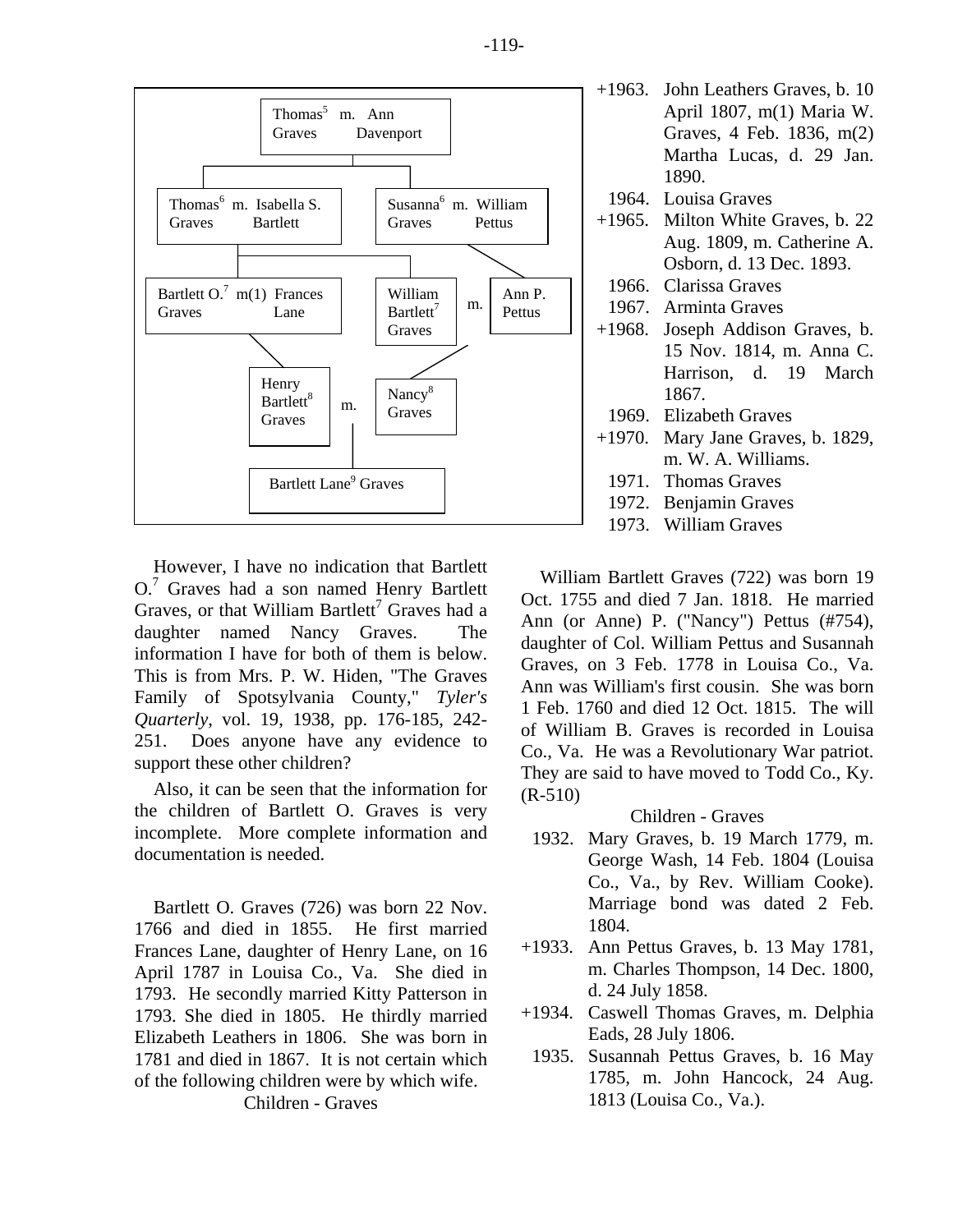Thomas[5] Graves m. Ann Davenport

Thomas[6] Graves m. Isabella S. Bartlett — Susanna[6] Graves m. William Pettus

Bartlett O.[7] Graves m(1) Frances Lane — William Bartlett[7] Graves m. Ann P. Pettus

Henry Bartlett[8] Graves m. Nancy[8] Graves

Bartlett Lane[9] Graves

However, I have no indication that Bartlett O.[7] Graves had a son named Henry Bartlett Graves, or that William Bartlett[7] Graves had a daughter named Nancy Graves. The information I have for both of them is below. This is from Mrs. P. W. Hiden, "The Graves Family of Spotsylvania County," *Tyler's Quarterly*, vol. 19, 1938, pp. 176-185, 242-251. Does anyone have any evidence to support these other children?

Also, it can be seen that the information for the children of Bartlett O. Graves is very incomplete. More complete information and documentation is needed.

Bartlett O. Graves (726) was born 22 Nov. 1766 and died in 1855. He first married Frances Lane, daughter of Henry Lane, on 16 April 1787 in Louisa Co., Va. She died in 1793. He secondly married Kitty Patterson in 1793. She died in 1805. He thirdly married Elizabeth Leathers in 1806. She was born in 1781 and died in 1867. It is not certain which of the following children were by which wife.

Children - Graves

- +1963. John Leathers Graves, b. 10 April 1807, m(1) Maria W. Graves, 4 Feb. 1836, m(2) Martha Lucas, d. 29 Jan. 1890.
- 1964. Louisa Graves
- +1965. Milton White Graves, b. 22 Aug. 1809, m. Catherine A. Osborn, d. 13 Dec. 1893.
- 1966. Clarissa Graves
- 1967. Arminta Graves
- +1968. Joseph Addison Graves, b. 15 Nov. 1814, m. Anna C. Harrison, d. 19 March 1867.
- 1969. Elizabeth Graves
- +1970. Mary Jane Graves, b. 1829, m. W. A. Williams.
- 1971. Thomas Graves
- 1972. Benjamin Graves
- 1973. William Graves

William Bartlett Graves (722) was born 19 Oct. 1755 and died 7 Jan. 1818. He married Ann (or Anne) P. ("Nancy") Pettus (#754), daughter of Col. William Pettus and Susannah Graves, on 3 Feb. 1778 in Louisa Co., Va. Ann was William's first cousin. She was born 1 Feb. 1760 and died 12 Oct. 1815. The will of William B. Graves is recorded in Louisa Co., Va. He was a Revolutionary War patriot. They are said to have moved to Todd Co., Ky. (R-510)

Children - Graves

- 1932. Mary Graves, b. 19 March 1779, m. George Wash, 14 Feb. 1804 (Louisa Co., Va., by Rev. William Cooke). Marriage bond was dated 2 Feb. 1804.
- +1933. Ann Pettus Graves, b. 13 May 1781, m. Charles Thompson, 14 Dec. 1800, d. 24 July 1858.
- +1934. Caswell Thomas Graves, m. Delphia Eads, 28 July 1806.
- 1935. Susannah Pettus Graves, b. 16 May 1785, m. John Hancock, 24 Aug. 1813 (Louisa Co., Va.).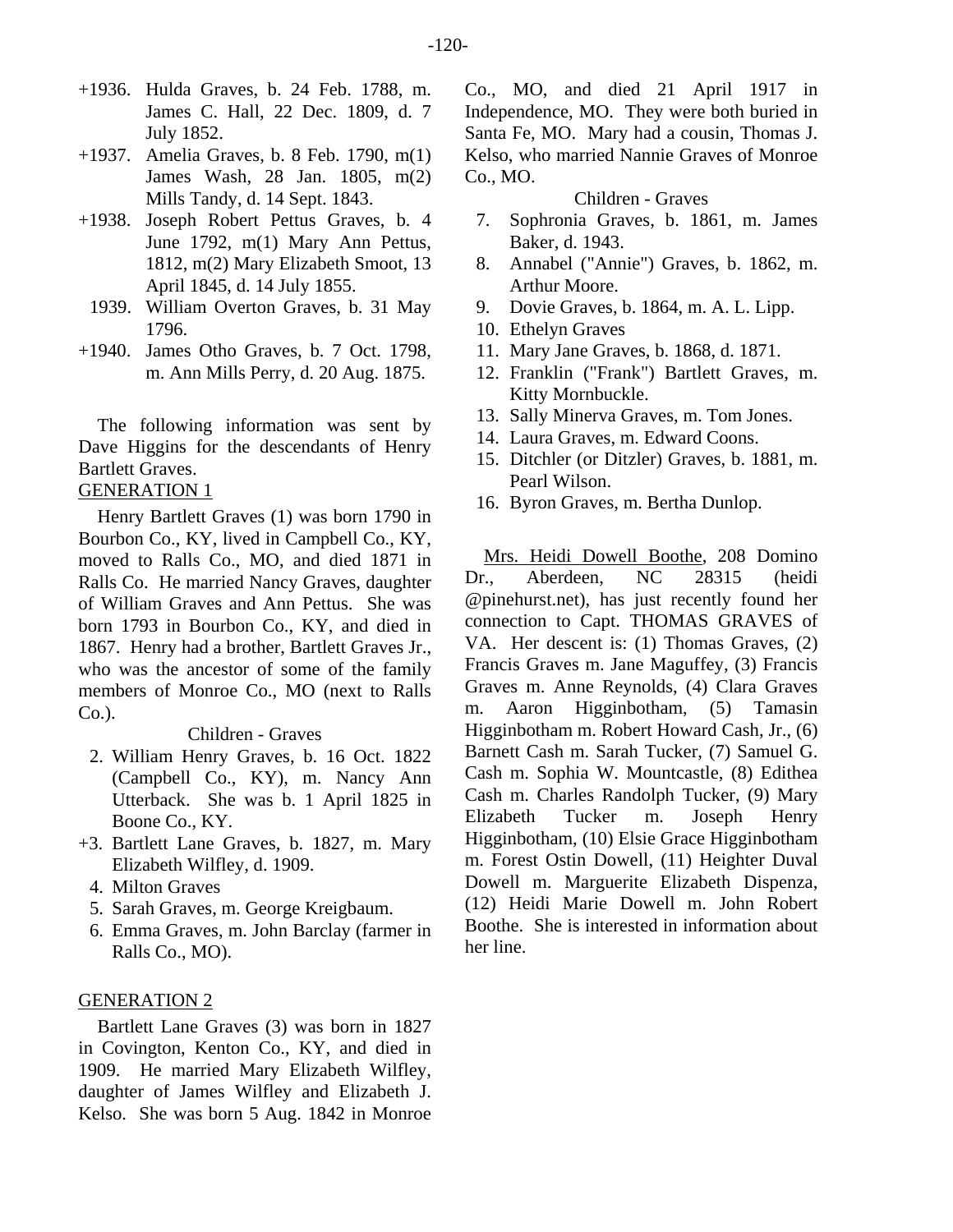+1936. Hulda Graves, b. 24 Feb. 1788, m. James C. Hall, 22 Dec. 1809, d. 7 July 1852.

+1937. Amelia Graves, b. 8 Feb. 1790, m(1) James Wash, 28 Jan. 1805, m(2) Mills Tandy, d. 14 Sept. 1843.

+1938. Joseph Robert Pettus Graves, b. 4 June 1792, m(1) Mary Ann Pettus, 1812, m(2) Mary Elizabeth Smoot, 13 April 1845, d. 14 July 1855.

1939. William Overton Graves, b. 31 May 1796.

+1940. James Otho Graves, b. 7 Oct. 1798, m. Ann Mills Perry, d. 20 Aug. 1875.

The following information was sent by Dave Higgins for the descendants of Henry Bartlett Graves.

<u>GENERATION 1</u>

Henry Bartlett Graves (1) was born 1790 in Bourbon Co., KY, lived in Campbell Co., KY, moved to Ralls Co., MO, and died 1871 in Ralls Co. He married Nancy Graves, daughter of William Graves and Ann Pettus. She was born 1793 in Bourbon Co., KY, and died in 1867. Henry had a brother, Bartlett Graves Jr., who was the ancestor of some of the family members of Monroe Co., MO (next to Ralls Co.).

Children - Graves

2. William Henry Graves, b. 16 Oct. 1822 (Campbell Co., KY), m. Nancy Ann Utterback. She was b. 1 April 1825 in Boone Co., KY.

+3. Bartlett Lane Graves, b. 1827, m. Mary Elizabeth Wilfley, d. 1909.

4. Milton Graves

5. Sarah Graves, m. George Kreigbaum.

6. Emma Graves, m. John Barclay (farmer in Ralls Co., MO).

<u>GENERATION 2</u>

Bartlett Lane Graves (3) was born in 1827 in Covington, Kenton Co., KY, and died in 1909. He married Mary Elizabeth Wilfley, daughter of James Wilfley and Elizabeth J. Kelso. She was born 5 Aug. 1842 in Monroe Co., MO, and died 21 April 1917 in Independence, MO. They were both buried in Santa Fe, MO. Mary had a cousin, Thomas J. Kelso, who married Nannie Graves of Monroe Co., MO.

Children - Graves

7. Sophronia Graves, b. 1861, m. James Baker, d. 1943.

8. Annabel ("Annie") Graves, b. 1862, m. Arthur Moore.

9. Dovie Graves, b. 1864, m. A. L. Lipp.

10. Ethelyn Graves

11. Mary Jane Graves, b. 1868, d. 1871.

12. Franklin ("Frank") Bartlett Graves, m. Kitty Mornbuckle.

13. Sally Minerva Graves, m. Tom Jones.

14. Laura Graves, m. Edward Coons.

15. Ditchler (or Ditzler) Graves, b. 1881, m. Pearl Wilson.

16. Byron Graves, m. Bertha Dunlop.

<u>Mrs. Heidi Dowell Boothe</u>, 208 Domino Dr., Aberdeen, NC 28315 (heidi @pinehurst.net), has just recently found her connection to Capt. THOMAS GRAVES of VA. Her descent is: (1) Thomas Graves, (2) Francis Graves m. Jane Maguffey, (3) Francis Graves m. Anne Reynolds, (4) Clara Graves m. Aaron Higginbotham, (5) Tamasin Higginbotham m. Robert Howard Cash, Jr., (6) Barnett Cash m. Sarah Tucker, (7) Samuel G. Cash m. Sophia W. Mountcastle, (8) Edithea Cash m. Charles Randolph Tucker, (9) Mary Elizabeth Tucker m. Joseph Henry Higginbotham, (10) Elsie Grace Higginbotham m. Forest Ostin Dowell, (11) Heighter Duval Dowell m. Marguerite Elizabeth Dispenza, (12) Heidi Marie Dowell m. John Robert Boothe. She is interested in information about her line.